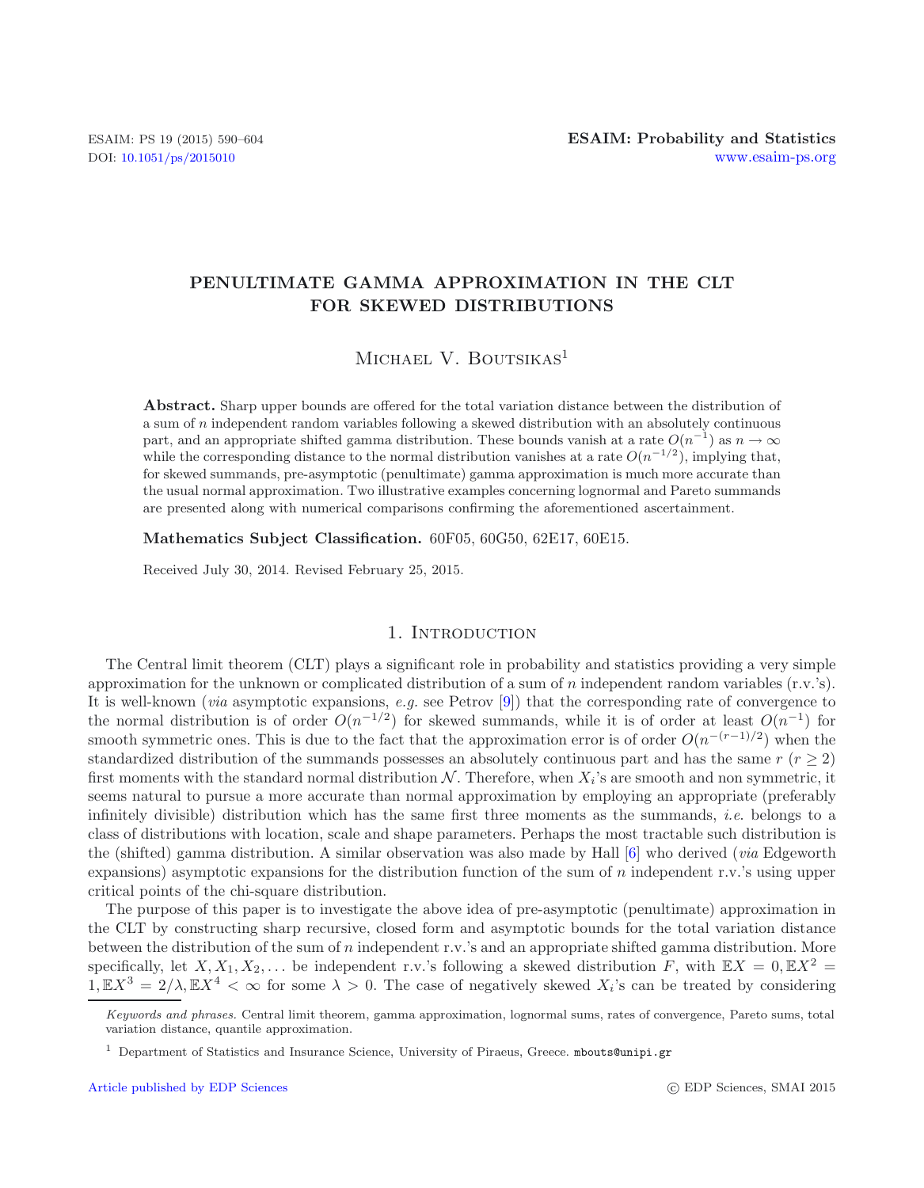# PENULTIMATE GAMMA APPROXIMATION IN THE CLT FOR SKEWED DISTRIBUTIONS

Michael V. Boutsikas[1]

**Abstract.** Sharp upper bounds are offered for the total variation distance between the distribution of a sum of $n$ independent random variables following a skewed distribution with an absolutely continuous part, and an appropriate shifted gamma distribution. These bounds vanish at a rate $O(n^{-1})$ as $n \to \infty$ while the corresponding distance to the normal distribution vanishes at a rate $O(n^{-1/2})$, implying that, for skewed summands, pre-asymptotic (penultimate) gamma approximation is much more accurate than the usual normal approximation. Two illustrative examples concerning lognormal and Pareto summands are presented along with numerical comparisons confirming the aforementioned ascertainment.

**Mathematics Subject Classification.** 60F05, 60G50, 62E17, 60E15.

Received July 30, 2014. Revised February 25, 2015.

## 1. Introduction

The Central limit theorem (CLT) plays a significant role in probability and statistics providing a very simple approximation for the unknown or complicated distribution of a sum of $n$ independent random variables (r.v.'s). It is well-known (*via* asymptotic expansions, *e.g.* see Petrov [9]) that the corresponding rate of convergence to the normal distribution is of order $O(n^{-1/2})$ for skewed summands, while it is of order at least $O(n^{-1})$ for smooth symmetric ones. This is due to the fact that the approximation error is of order $O(n^{-(r-1)/2})$ when the standardized distribution of the summands possesses an absolutely continuous part and has the same $r$ ($r \geq 2$) first moments with the standard normal distribution $\mathcal{N}$. Therefore, when $X_i$'s are smooth and non symmetric, it seems natural to pursue a more accurate than normal approximation by employing an appropriate (preferably infinitely divisible) distribution which has the same first three moments as the summands, *i.e.* belongs to a class of distributions with location, scale and shape parameters. Perhaps the most tractable such distribution is the (shifted) gamma distribution. A similar observation was also made by Hall [6] who derived (*via* Edgeworth expansions) asymptotic expansions for the distribution function of the sum of $n$ independent r.v.'s using upper critical points of the chi-square distribution.

The purpose of this paper is to investigate the above idea of pre-asymptotic (penultimate) approximation in the CLT by constructing sharp recursive, closed form and asymptotic bounds for the total variation distance between the distribution of the sum of $n$ independent r.v.'s and an appropriate shifted gamma distribution. More specifically, let $X, X_1, X_2, \ldots$ be independent r.v.'s following a skewed distribution $F$, with $\mathbb{E}X = 0, \mathbb{E}X^2 = 1, \mathbb{E}X^3 = 2/\lambda, \mathbb{E}X^4 < \infty$ for some $\lambda > 0$. The case of negatively skewed $X_i$'s can be treated by considering

*Keywords and phrases.* Central limit theorem, gamma approximation, lognormal sums, rates of convergence, Pareto sums, total variation distance, quantile approximation.

[1] Department of Statistics and Insurance Science, University of Piraeus, Greece. mbouts@unipi.gr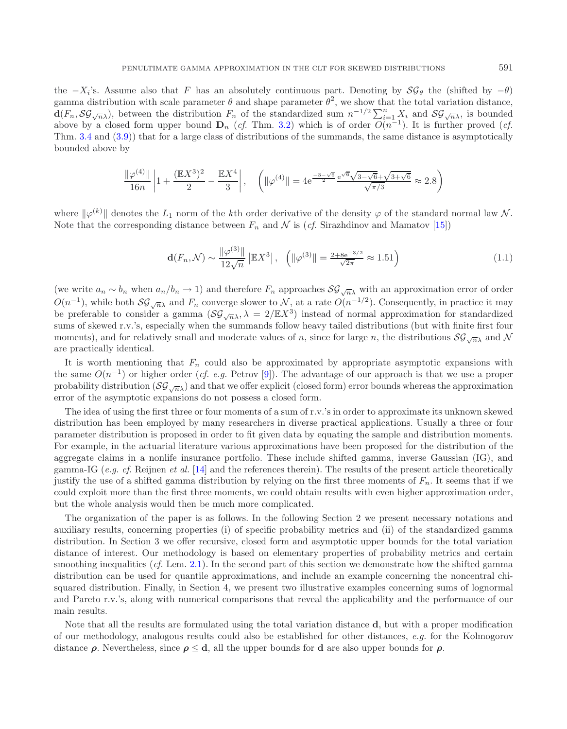the $-X_i$'s. Assume also that $F$ has an absolutely continuous part. Denoting by $\mathcal{SG}_\theta$ the (shifted by $-\theta$) gamma distribution with scale parameter $\theta$ and shape parameter $\theta^2$, we show that the total variation distance, $\mathbf{d}(F_n, \mathcal{SG}_{\sqrt{n}\lambda})$, between the distribution $F_n$ of the standardized sum $n^{-1/2}\sum_{i=1}^n X_i$ and $\mathcal{SG}_{\sqrt{n}\lambda}$, is bounded above by a closed form upper bound $\mathbf{D}_n$ (*cf.* Thm. 3.2) which is of order $O(n^{-1})$. It is further proved (*cf.* Thm. 3.4 and (3.9)) that for a large class of distributions of the summands, the same distance is asymptotically bounded above by

$$\frac{\|\varphi^{(4)}\|}{16n}\left|1+\frac{(\mathbb{E}X^3)^2}{2}-\frac{\mathbb{E}X^4}{3}\right|, \quad \left(\|\varphi^{(4)}\| = 4\mathrm{e}^{\frac{-3-\sqrt{6}}{2}}\,\frac{\mathrm{e}^{\sqrt{6}}\sqrt{3-\sqrt{6}}+\sqrt{3+\sqrt{6}}}{\sqrt{\pi/3}}\approx 2.8\right)$$

where $\|\varphi^{(k)}\|$ denotes the $L_1$ norm of the $k$th order derivative of the density $\varphi$ of the standard normal law $\mathcal{N}$. Note that the corresponding distance between $F_n$ and $\mathcal{N}$ is (*cf.* Sirazhdinov and Mamatov [15])

$$\mathbf{d}(F_n,\mathcal{N}) \sim \frac{\|\varphi^{(3)}\|}{12\sqrt{n}}\left|\mathbb{E}X^3\right|, \quad \left(\|\varphi^{(3)}\| = \tfrac{2+8\mathrm{e}^{-3/2}}{\sqrt{2\pi}}\approx 1.51\right) \tag{1.1}$$

(we write $a_n \sim b_n$ when $a_n/b_n \to 1$) and therefore $F_n$ approaches $\mathcal{SG}_{\sqrt{n}\lambda}$ with an approximation error of order $O(n^{-1})$, while both $\mathcal{SG}_{\sqrt{n}\lambda}$ and $F_n$ converge slower to $\mathcal{N}$, at a rate $O(n^{-1/2})$. Consequently, in practice it may be preferable to consider a gamma ($\mathcal{SG}_{\sqrt{n}\lambda}, \lambda = 2/\mathbb{E}X^3$) instead of normal approximation for standardized sums of skewed r.v.'s, especially when the summands follow heavy tailed distributions (but with finite first four moments), and for relatively small and moderate values of $n$, since for large $n$, the distributions $\mathcal{SG}_{\sqrt{n}\lambda}$ and $\mathcal{N}$ are practically identical.

It is worth mentioning that $F_n$ could also be approximated by appropriate asymptotic expansions with the same $O(n^{-1})$ or higher order (*cf. e.g.* Petrov [9]). The advantage of our approach is that we use a proper probability distribution ($\mathcal{SG}_{\sqrt{n}\lambda}$) and that we offer explicit (closed form) error bounds whereas the approximation error of the asymptotic expansions do not possess a closed form.

The idea of using the first three or four moments of a sum of r.v.'s in order to approximate its unknown skewed distribution has been employed by many researchers in diverse practical applications. Usually a three or four parameter distribution is proposed in order to fit given data by equating the sample and distribution moments. For example, in the actuarial literature various approximations have been proposed for the distribution of the aggregate claims in a nonlife insurance portfolio. These include shifted gamma, inverse Gaussian (IG), and gamma-IG (*e.g. cf.* Reijnen *et al.* [14] and the references therein). The results of the present article theoretically justify the use of a shifted gamma distribution by relying on the first three moments of $F_n$. It seems that if we could exploit more than the first three moments, we could obtain results with even higher approximation order, but the whole analysis would then be much more complicated.

The organization of the paper is as follows. In the following Section 2 we present necessary notations and auxiliary results, concerning properties (i) of specific probability metrics and (ii) of the standardized gamma distribution. In Section 3 we offer recursive, closed form and asymptotic upper bounds for the total variation distance of interest. Our methodology is based on elementary properties of probability metrics and certain smoothing inequalities (*cf.* Lem. 2.1). In the second part of this section we demonstrate how the shifted gamma distribution can be used for quantile approximations, and include an example concerning the noncentral chi-squared distribution. Finally, in Section 4, we present two illustrative examples concerning sums of lognormal and Pareto r.v.'s, along with numerical comparisons that reveal the applicability and the performance of our main results.

Note that all the results are formulated using the total variation distance $\mathbf{d}$, but with a proper modification of our methodology, analogous results could also be established for other distances, *e.g.* for the Kolmogorov distance $\boldsymbol{\rho}$. Nevertheless, since $\boldsymbol{\rho} \le \mathbf{d}$, all the upper bounds for $\mathbf{d}$ are also upper bounds for $\boldsymbol{\rho}$.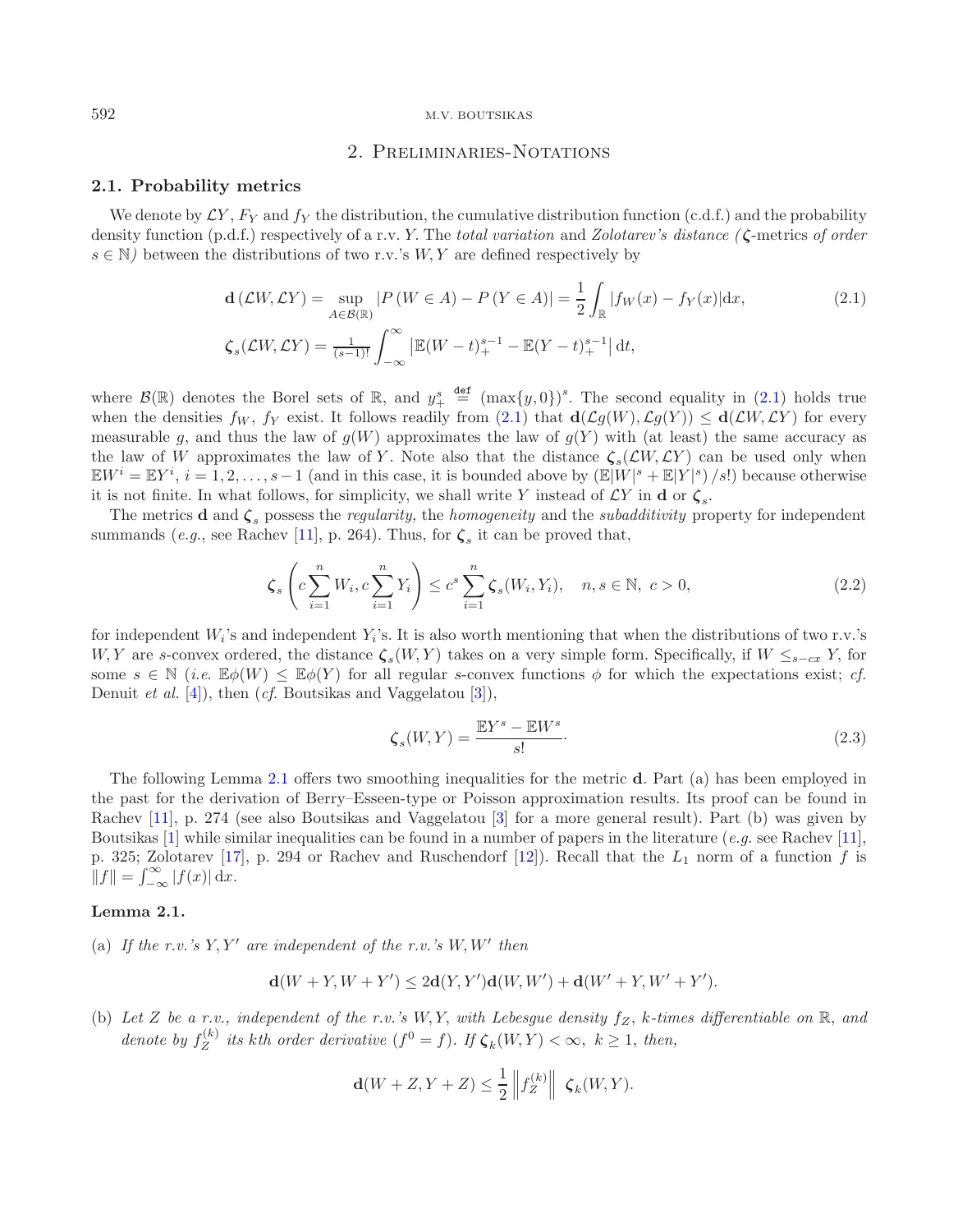## 2. Preliminaries-Notations

### 2.1. Probability metrics

We denote by $\mathcal{L}Y$, $F_Y$ and $f_Y$ the distribution, the cumulative distribution function (c.d.f.) and the probability density function (p.d.f.) respectively of a r.v. $Y$. The *total variation* and *Zolotarev's distance (*$\boldsymbol{\zeta}$*-metrics of order* $s \in \mathbb{N}$*)* between the distributions of two r.v.'s $W, Y$ are defined respectively by

$$\mathbf{d}\left(\mathcal{L}W, \mathcal{L}Y\right) = \sup_{A \in \mathcal{B}(\mathbb{R})} \left|P\left(W \in A\right) - P\left(Y \in A\right)\right| = \frac{1}{2}\int_{\mathbb{R}} |f_W(x) - f_Y(x)| \mathrm{d}x, \tag{2.1}$$

$$\boldsymbol{\zeta}_s(\mathcal{L}W, \mathcal{L}Y) = \tfrac{1}{(s-1)!}\int_{-\infty}^{\infty} \left|\mathbb{E}(W-t)_+^{s-1} - \mathbb{E}(Y-t)_+^{s-1}\right| \mathrm{d}t,$$

where $\mathcal{B}(\mathbb{R})$ denotes the Borel sets of $\mathbb{R}$, and $y_+^s \overset{\mathbf{def}}{=} (\max\{y, 0\})^s$. The second equality in (2.1) holds true when the densities $f_W$, $f_Y$ exist. It follows readily from (2.1) that $\mathbf{d}(\mathcal{L}g(W), \mathcal{L}g(Y)) \leq \mathbf{d}(\mathcal{L}W, \mathcal{L}Y)$ for every measurable $g$, and thus the law of $g(W)$ approximates the law of $g(Y)$ with (at least) the same accuracy as the law of $W$ approximates the law of $Y$. Note also that the distance $\boldsymbol{\zeta}_s(\mathcal{L}W, \mathcal{L}Y)$ can be used only when $\mathbb{E}W^i = \mathbb{E}Y^i$, $i = 1, 2, \ldots, s-1$ (and in this case, it is bounded above by $(\mathbb{E}|W|^s + \mathbb{E}|Y|^s)/s!$) because otherwise it is not finite. In what follows, for simplicity, we shall write $Y$ instead of $\mathcal{L}Y$ in $\mathbf{d}$ or $\boldsymbol{\zeta}_s$.

The metrics $\mathbf{d}$ and $\boldsymbol{\zeta}_s$ possess the *regularity,* the *homogeneity* and the *subadditivity* property for independent summands (*e.g.*, see Rachev [11], p. 264). Thus, for $\boldsymbol{\zeta}_s$ it can be proved that,

$$\boldsymbol{\zeta}_s\left(c\sum_{i=1}^n W_i, c\sum_{i=1}^n Y_i\right) \leq c^s \sum_{i=1}^n \boldsymbol{\zeta}_s(W_i, Y_i), \quad n, s \in \mathbb{N},\ c > 0, \tag{2.2}$$

for independent $W_i$'s and independent $Y_i$'s. It is also worth mentioning that when the distributions of two r.v.'s $W, Y$ are $s$-convex ordered, the distance $\boldsymbol{\zeta}_s(W, Y)$ takes on a very simple form. Specifically, if $W \leq_{s-cx} Y$, for some $s \in \mathbb{N}$ (*i.e.* $\mathbb{E}\phi(W) \leq \mathbb{E}\phi(Y)$ for all regular $s$-convex functions $\phi$ for which the expectations exist; *cf.* Denuit *et al.* [4]), then (*cf.* Boutsikas and Vaggelatou [3]),

$$\boldsymbol{\zeta}_s(W, Y) = \frac{\mathbb{E}Y^s - \mathbb{E}W^s}{s!}\cdot \tag{2.3}$$

The following Lemma 2.1 offers two smoothing inequalities for the metric $\mathbf{d}$. Part (a) has been employed in the past for the derivation of Berry–Esseen-type or Poisson approximation results. Its proof can be found in Rachev [11], p. 274 (see also Boutsikas and Vaggelatou [3] for a more general result). Part (b) was given by Boutsikas [1] while similar inequalities can be found in a number of papers in the literature (*e.g.* see Rachev [11], p. 325; Zolotarev [17], p. 294 or Rachev and Ruschendorf [12]). Recall that the $L_1$ norm of a function $f$ is $\|f\| = \int_{-\infty}^{\infty} |f(x)|\, \mathrm{d}x$.

**Lemma 2.1.**

(a) *If the r.v.'s* $Y, Y'$ *are independent of the r.v.'s* $W, W'$ *then*

$$\mathbf{d}(W + Y, W + Y') \leq 2\mathbf{d}(Y, Y')\mathbf{d}(W, W') + \mathbf{d}(W' + Y, W' + Y').$$

(b) *Let* $Z$ *be a r.v., independent of the r.v.'s* $W, Y$*, with Lebesgue density* $f_Z$*,* $k$*-times differentiable on* $\mathbb{R}$*, and denote by* $f_Z^{(k)}$ *its* $k$*th order derivative* ($f^0 = f$)*. If* $\boldsymbol{\zeta}_k(W, Y) < \infty$*,* $k \geq 1$*, then,*

$$\mathbf{d}(W + Z, Y + Z) \leq \frac{1}{2}\left\|f_Z^{(k)}\right\|\ \boldsymbol{\zeta}_k(W, Y).$$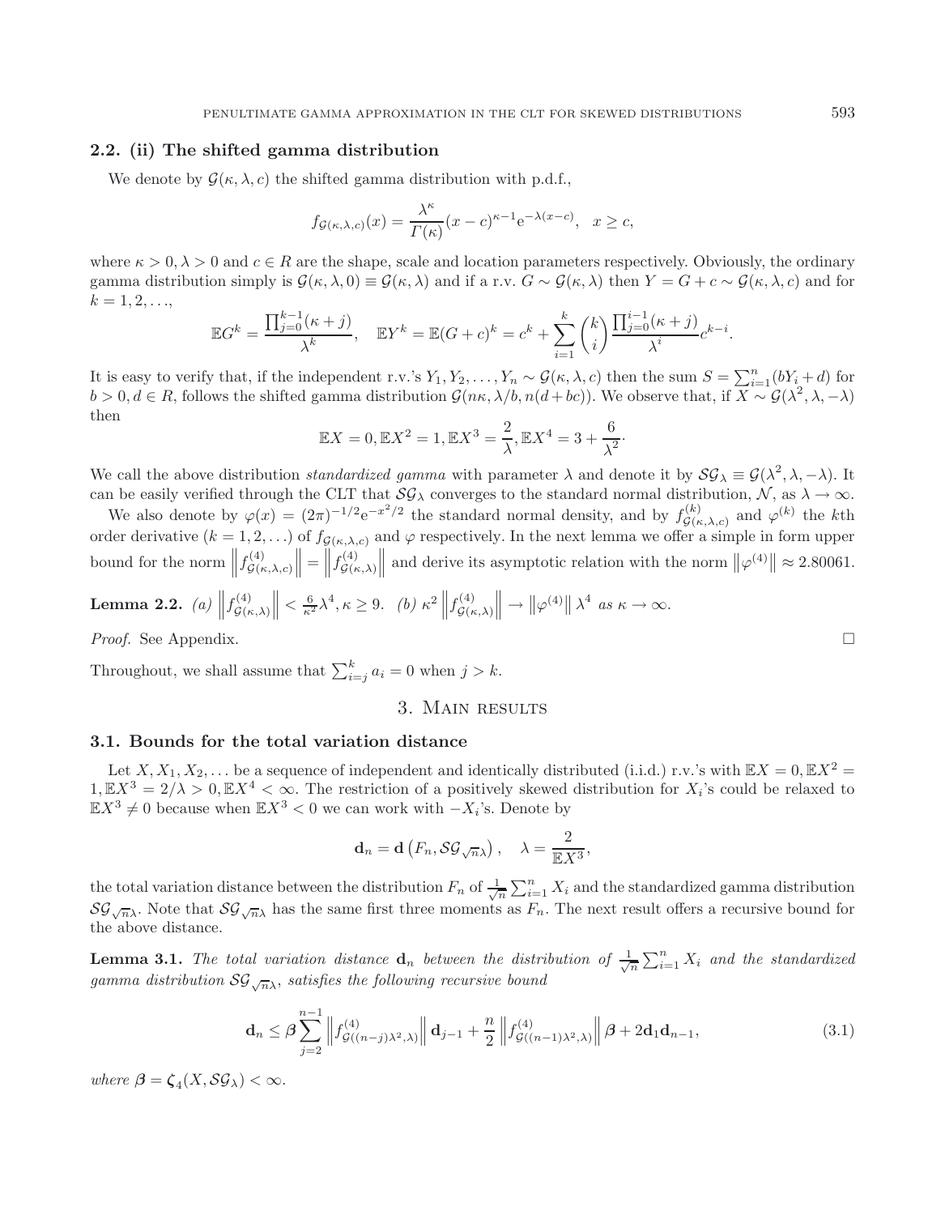### 2.2. (ii) The shifted gamma distribution

We denote by $\mathcal{G}(\kappa, \lambda, c)$ the shifted gamma distribution with p.d.f.,

$$f_{\mathcal{G}(\kappa,\lambda,c)}(x) = \frac{\lambda^\kappa}{\Gamma(\kappa)}(x-c)^{\kappa-1}\mathrm{e}^{-\lambda(x-c)}, \quad x \geq c,$$

where $\kappa > 0, \lambda > 0$ and $c \in R$ are the shape, scale and location parameters respectively. Obviously, the ordinary gamma distribution simply is $\mathcal{G}(\kappa, \lambda, 0) \equiv \mathcal{G}(\kappa, \lambda)$ and if a r.v. $G \sim \mathcal{G}(\kappa, \lambda)$ then $Y = G + c \sim \mathcal{G}(\kappa, \lambda, c)$ and for $k = 1, 2, \ldots,$

$$\mathbb{E}G^k = \frac{\prod_{j=0}^{k-1}(\kappa+j)}{\lambda^k}, \quad \mathbb{E}Y^k = \mathbb{E}(G+c)^k = c^k + \sum_{i=1}^{k}\binom{k}{i}\frac{\prod_{j=0}^{i-1}(\kappa+j)}{\lambda^i}c^{k-i}.$$

It is easy to verify that, if the independent r.v.'s $Y_1, Y_2, \ldots, Y_n \sim \mathcal{G}(\kappa, \lambda, c)$ then the sum $S = \sum_{i=1}^{n}(bY_i + d)$ for $b > 0, d \in R$, follows the shifted gamma distribution $\mathcal{G}(n\kappa, \lambda/b, n(d + bc))$. We observe that, if $X \sim \mathcal{G}(\lambda^2, \lambda, -\lambda)$ then

$$\mathbb{E}X = 0, \mathbb{E}X^2 = 1, \mathbb{E}X^3 = \frac{2}{\lambda}, \mathbb{E}X^4 = 3 + \frac{6}{\lambda^2}.$$

We call the above distribution *standardized gamma* with parameter $\lambda$ and denote it by $\mathcal{SG}_\lambda \equiv \mathcal{G}(\lambda^2, \lambda, -\lambda)$. It can be easily verified through the CLT that $\mathcal{SG}_\lambda$ converges to the standard normal distribution, $\mathcal{N}$, as $\lambda \to \infty$.

We also denote by $\varphi(x) = (2\pi)^{-1/2}\mathrm{e}^{-x^2/2}$ the standard normal density, and by $f^{(k)}_{\mathcal{G}(\kappa,\lambda,c)}$ and $\varphi^{(k)}$ the $k$th order derivative ($k = 1, 2, \ldots$) of $f_{\mathcal{G}(\kappa,\lambda,c)}$ and $\varphi$ respectively. In the next lemma we offer a simple in form upper bound for the norm $\left\|f^{(4)}_{\mathcal{G}(\kappa,\lambda,c)}\right\| = \left\|f^{(4)}_{\mathcal{G}(\kappa,\lambda)}\right\|$ and derive its asymptotic relation with the norm $\left\|\varphi^{(4)}\right\| \approx 2.80061$.

**Lemma 2.2.** *(a)* $\left\|f^{(4)}_{\mathcal{G}(\kappa,\lambda)}\right\| < \frac{6}{\kappa^2}\lambda^4, \kappa \geq 9.$ *(b)* $\kappa^2\left\|f^{(4)}_{\mathcal{G}(\kappa,\lambda)}\right\| \to \left\|\varphi^{(4)}\right\|\lambda^4$ *as* $\kappa \to \infty$.

*Proof.* See Appendix. □

Throughout, we shall assume that $\sum_{i=j}^{k} a_i = 0$ when $j > k$.

## 3. Main results

### 3.1. Bounds for the total variation distance

Let $X, X_1, X_2, \ldots$ be a sequence of independent and identically distributed (i.i.d.) r.v.'s with $\mathbb{E}X = 0, \mathbb{E}X^2 = 1, \mathbb{E}X^3 = 2/\lambda > 0, \mathbb{E}X^4 < \infty$. The restriction of a positively skewed distribution for $X_i$'s could be relaxed to $\mathbb{E}X^3 \neq 0$ because when $\mathbb{E}X^3 < 0$ we can work with $-X_i$'s. Denote by

$$\mathbf{d}_n = \mathbf{d}\left(F_n, \mathcal{SG}_{\sqrt{n}\lambda}\right), \quad \lambda = \frac{2}{\mathbb{E}X^3},$$

the total variation distance between the distribution $F_n$ of $\frac{1}{\sqrt{n}}\sum_{i=1}^{n} X_i$ and the standardized gamma distribution $\mathcal{SG}_{\sqrt{n}\lambda}$. Note that $\mathcal{SG}_{\sqrt{n}\lambda}$ has the same first three moments as $F_n$. The next result offers a recursive bound for the above distance.

**Lemma 3.1.** *The total variation distance* $\mathbf{d}_n$ *between the distribution of* $\frac{1}{\sqrt{n}}\sum_{i=1}^{n} X_i$ *and the standardized gamma distribution* $\mathcal{SG}_{\sqrt{n}\lambda}$*, satisfies the following recursive bound*

$$\mathbf{d}_n \leq \boldsymbol{\beta}\sum_{j=2}^{n-1}\left\|f^{(4)}_{\mathcal{G}((n-j)\lambda^2,\lambda)}\right\|\mathbf{d}_{j-1} + \frac{n}{2}\left\|f^{(4)}_{\mathcal{G}((n-1)\lambda^2,\lambda)}\right\|\boldsymbol{\beta} + 2\mathbf{d}_1\mathbf{d}_{n-1}, \tag{3.1}$$

*where* $\boldsymbol{\beta} = \boldsymbol{\zeta}_4(X, \mathcal{SG}_\lambda) < \infty$.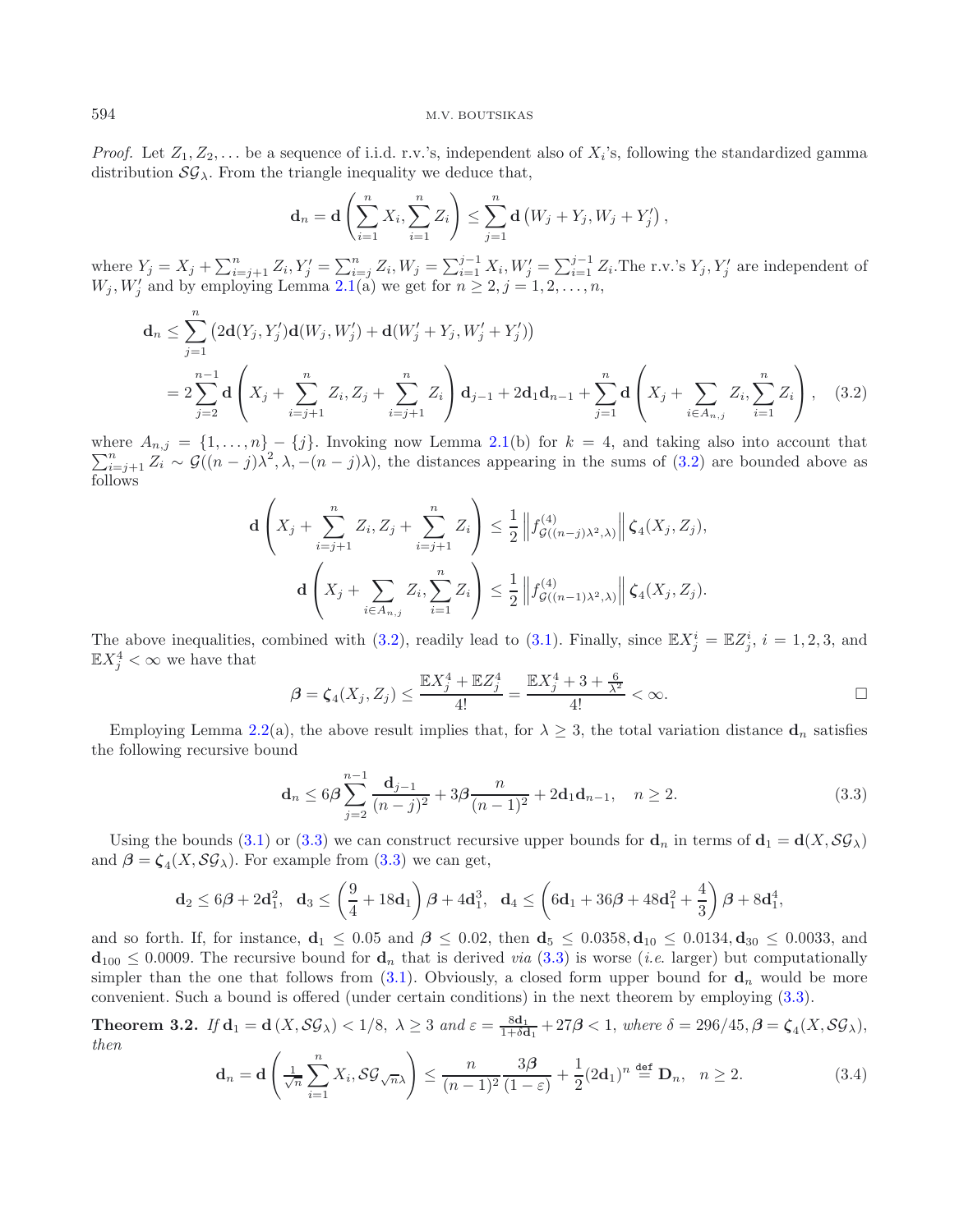*Proof.* Let $Z_1, Z_2, \dots$ be a sequence of i.i.d. r.v.'s, independent also of $X_i$'s, following the standardized gamma distribution $\mathcal{SG}_\lambda$. From the triangle inequality we deduce that,

$$\mathbf{d}_n = \mathbf{d}\left(\sum_{i=1}^n X_i, \sum_{i=1}^n Z_i\right) \le \sum_{j=1}^n \mathbf{d}\left(W_j + Y_j, W_j + Y_j'\right),$$

where $Y_j = X_j + \sum_{i=j+1}^n Z_i, Y_j' = \sum_{i=j}^n Z_i, W_j = \sum_{i=1}^{j-1} X_i, W_j' = \sum_{i=1}^{j-1} Z_i$. The r.v.'s $Y_j, Y_j'$ are independent of $W_j, W_j'$ and by employing Lemma 2.1(a) we get for $n \ge 2, j = 1, 2, \dots, n$,

$$\begin{aligned}
\mathbf{d}_n &\le \sum_{j=1}^n \left(2\mathbf{d}(Y_j, Y_j')\mathbf{d}(W_j, W_j') + \mathbf{d}(W_j' + Y_j, W_j' + Y_j')\right) \\
&= 2\sum_{j=2}^{n-1} \mathbf{d}\left(X_j + \sum_{i=j+1}^n Z_i, Z_j + \sum_{i=j+1}^n Z_i\right)\mathbf{d}_{j-1} + 2\mathbf{d}_1\mathbf{d}_{n-1} + \sum_{j=1}^n \mathbf{d}\left(X_j + \sum_{i\in A_{n,j}} Z_i, \sum_{i=1}^n Z_i\right), \quad (3.2)
\end{aligned}$$

where $A_{n,j} = \{1, \dots, n\} - \{j\}$. Invoking now Lemma 2.1(b) for $k = 4$, and taking also into account that $\sum_{i=j+1}^n Z_i \sim \mathcal{G}((n-j)\lambda^2, \lambda, -(n-j)\lambda)$, the distances appearing in the sums of (3.2) are bounded above as follows

$$\mathbf{d}\left(X_j + \sum_{i=j+1}^n Z_i, Z_j + \sum_{i=j+1}^n Z_i\right) \le \frac{1}{2}\left\| f^{(4)}_{\mathcal{G}((n-j)\lambda^2,\lambda)}\right\| \boldsymbol{\zeta}_4(X_j, Z_j),$$

$$\mathbf{d}\left(X_j + \sum_{i\in A_{n,j}} Z_i, \sum_{i=1}^n Z_i\right) \le \frac{1}{2}\left\| f^{(4)}_{\mathcal{G}((n-1)\lambda^2,\lambda)}\right\| \boldsymbol{\zeta}_4(X_j, Z_j).$$

The above inequalities, combined with (3.2), readily lead to (3.1). Finally, since $\mathbb{E}X_j^i = \mathbb{E}Z_j^i$, $i = 1, 2, 3$, and $\mathbb{E}X_j^4 < \infty$ we have that

$$\boldsymbol{\beta} = \boldsymbol{\zeta}_4(X_j, Z_j) \le \frac{\mathbb{E}X_j^4 + \mathbb{E}Z_j^4}{4!} = \frac{\mathbb{E}X_j^4 + 3 + \frac{6}{\lambda^2}}{4!} < \infty. \qquad \square$$

Employing Lemma 2.2(a), the above result implies that, for $\lambda \ge 3$, the total variation distance $\mathbf{d}_n$ satisfies the following recursive bound

$$\mathbf{d}_n \le 6\boldsymbol{\beta}\sum_{j=2}^{n-1} \frac{\mathbf{d}_{j-1}}{(n-j)^2} + 3\boldsymbol{\beta}\frac{n}{(n-1)^2} + 2\mathbf{d}_1\mathbf{d}_{n-1}, \quad n \ge 2. \quad (3.3)$$

Using the bounds (3.1) or (3.3) we can construct recursive upper bounds for $\mathbf{d}_n$ in terms of $\mathbf{d}_1 = \mathbf{d}(X, \mathcal{SG}_\lambda)$ and $\boldsymbol{\beta} = \boldsymbol{\zeta}_4(X, \mathcal{SG}_\lambda)$. For example from (3.3) we can get,

$$\mathbf{d}_2 \le 6\boldsymbol{\beta} + 2\mathbf{d}_1^2, \quad \mathbf{d}_3 \le \left(\frac{9}{4} + 18\mathbf{d}_1\right)\boldsymbol{\beta} + 4\mathbf{d}_1^3, \quad \mathbf{d}_4 \le \left(6\mathbf{d}_1 + 36\boldsymbol{\beta} + 48\mathbf{d}_1^2 + \frac{4}{3}\right)\boldsymbol{\beta} + 8\mathbf{d}_1^4,$$

and so forth. If, for instance, $\mathbf{d}_1 \le 0.05$ and $\boldsymbol{\beta} \le 0.02$, then $\mathbf{d}_5 \le 0.0358, \mathbf{d}_{10} \le 0.0134, \mathbf{d}_{30} \le 0.0033$, and $\mathbf{d}_{100} \le 0.0009$. The recursive bound for $\mathbf{d}_n$ that is derived *via* (3.3) is worse (*i.e.* larger) but computationally simpler than the one that follows from (3.1). Obviously, a closed form upper bound for $\mathbf{d}_n$ would be more convenient. Such a bound is offered (under certain conditions) in the next theorem by employing (3.3).

**Theorem 3.2.** *If* $\mathbf{d}_1 = \mathbf{d}(X, \mathcal{SG}_\lambda) < 1/8$, $\lambda \ge 3$ *and* $\varepsilon = \frac{8\mathbf{d}_1}{1+\delta\mathbf{d}_1} + 27\boldsymbol{\beta} < 1$, *where* $\delta = 296/45, \boldsymbol{\beta} = \boldsymbol{\zeta}_4(X, \mathcal{SG}_\lambda)$, *then*

$$\mathbf{d}_n = \mathbf{d}\left(\tfrac{1}{\sqrt{n}}\sum_{i=1}^n X_i, \mathcal{SG}_{\sqrt{n}\lambda}\right) \le \frac{n}{(n-1)^2}\frac{3\boldsymbol{\beta}}{(1-\varepsilon)} + \frac{1}{2}(2\mathbf{d}_1)^n \overset{\texttt{def}}{=} \mathbf{D}_n, \quad n \ge 2. \quad (3.4)$$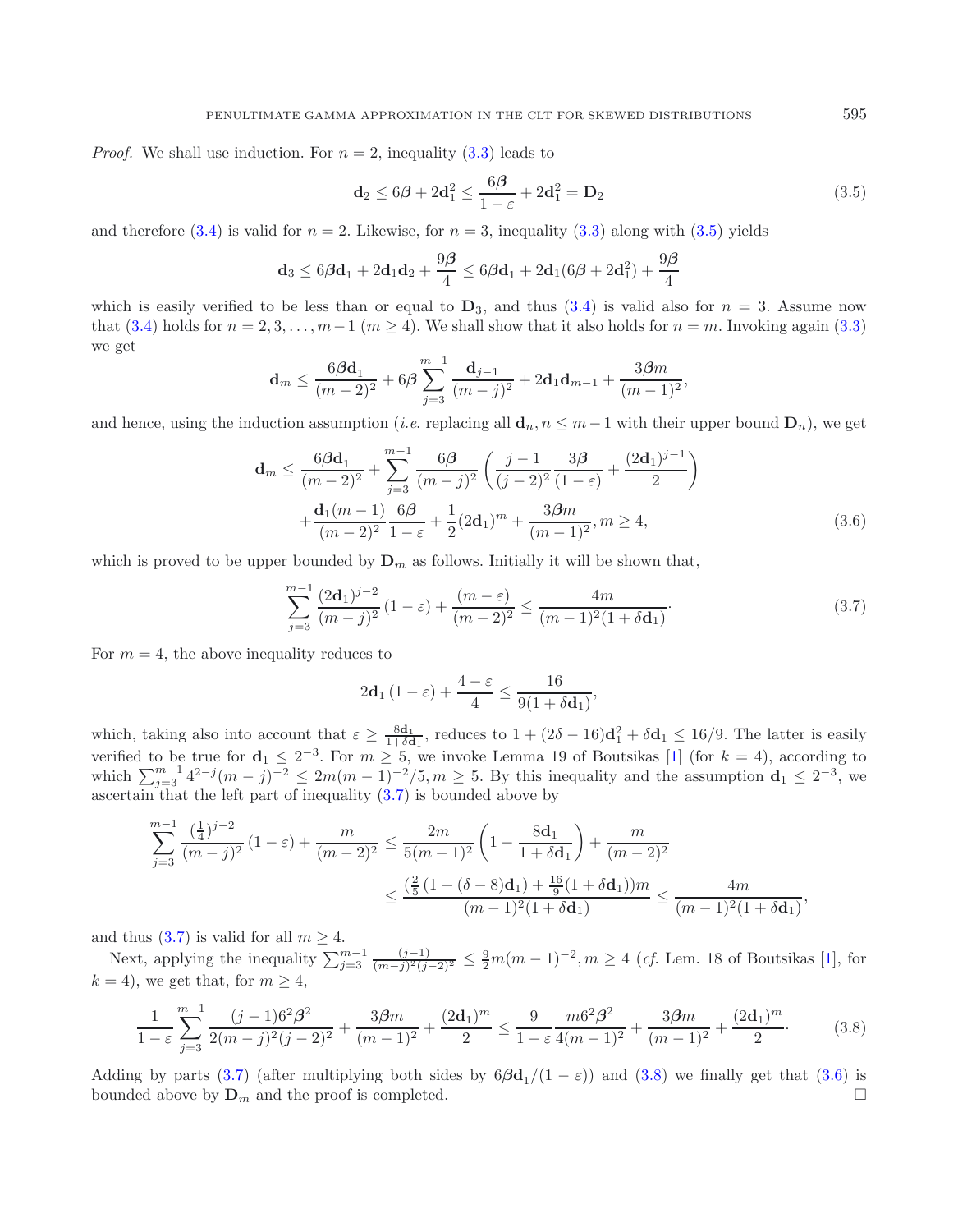*Proof.* We shall use induction. For $n = 2$, inequality (3.3) leads to

$$\mathbf{d}_2 \leq 6\boldsymbol{\beta} + 2\mathbf{d}_1^2 \leq \frac{6\boldsymbol{\beta}}{1-\varepsilon} + 2\mathbf{d}_1^2 = \mathbf{D}_2 \tag{3.5}$$

and therefore (3.4) is valid for $n = 2$. Likewise, for $n = 3$, inequality (3.3) along with (3.5) yields

$$\mathbf{d}_3 \leq 6\boldsymbol{\beta}\mathbf{d}_1 + 2\mathbf{d}_1\mathbf{d}_2 + \frac{9\boldsymbol{\beta}}{4} \leq 6\boldsymbol{\beta}\mathbf{d}_1 + 2\mathbf{d}_1(6\boldsymbol{\beta} + 2\mathbf{d}_1^2) + \frac{9\boldsymbol{\beta}}{4}$$

which is easily verified to be less than or equal to $\mathbf{D}_3$, and thus (3.4) is valid also for $n = 3$. Assume now that (3.4) holds for $n = 2, 3, \ldots, m-1$ ($m \geq 4$). We shall show that it also holds for $n = m$. Invoking again (3.3) we get

$$\mathbf{d}_m \leq \frac{6\boldsymbol{\beta}\mathbf{d}_1}{(m-2)^2} + 6\boldsymbol{\beta}\sum_{j=3}^{m-1}\frac{\mathbf{d}_{j-1}}{(m-j)^2} + 2\mathbf{d}_1\mathbf{d}_{m-1} + \frac{3\boldsymbol{\beta}m}{(m-1)^2},$$

and hence, using the induction assumption (*i.e.* replacing all $\mathbf{d}_n, n \leq m-1$ with their upper bound $\mathbf{D}_n$), we get

$$\begin{aligned}\mathbf{d}_m \leq{}& \frac{6\boldsymbol{\beta}\mathbf{d}_1}{(m-2)^2} + \sum_{j=3}^{m-1}\frac{6\boldsymbol{\beta}}{(m-j)^2}\left(\frac{j-1}{(j-2)^2}\frac{3\boldsymbol{\beta}}{(1-\varepsilon)} + \frac{(2\mathbf{d}_1)^{j-1}}{2}\right) \\ &+ \frac{\mathbf{d}_1(m-1)}{(m-2)^2}\frac{6\boldsymbol{\beta}}{1-\varepsilon} + \frac{1}{2}(2\mathbf{d}_1)^m + \frac{3\boldsymbol{\beta}m}{(m-1)^2}, m \geq 4,\end{aligned} \tag{3.6}$$

which is proved to be upper bounded by $\mathbf{D}_m$ as follows. Initially it will be shown that,

$$\sum_{j=3}^{m-1}\frac{(2\mathbf{d}_1)^{j-2}}{(m-j)^2}(1-\varepsilon) + \frac{(m-\varepsilon)}{(m-2)^2} \leq \frac{4m}{(m-1)^2(1+\delta\mathbf{d}_1)}\cdot \tag{3.7}$$

For $m = 4$, the above inequality reduces to

$$2\mathbf{d}_1(1-\varepsilon) + \frac{4-\varepsilon}{4} \leq \frac{16}{9(1+\delta\mathbf{d}_1)},$$

which, taking also into account that $\varepsilon \geq \frac{8\mathbf{d}_1}{1+\delta\mathbf{d}_1}$, reduces to $1 + (2\delta - 16)\mathbf{d}_1^2 + \delta\mathbf{d}_1 \leq 16/9$. The latter is easily verified to be true for $\mathbf{d}_1 \leq 2^{-3}$. For $m \geq 5$, we invoke Lemma 19 of Boutsikas [1] (for $k = 4$), according to which $\sum_{j=3}^{m-1} 4^{2-j}(m-j)^{-2} \leq 2m(m-1)^{-2}/5, m \geq 5$. By this inequality and the assumption $\mathbf{d}_1 \leq 2^{-3}$, we ascertain that the left part of inequality (3.7) is bounded above by

$$\begin{aligned}\sum_{j=3}^{m-1}\frac{(\frac{1}{4})^{j-2}}{(m-j)^2}(1-\varepsilon) + \frac{m}{(m-2)^2} &\leq \frac{2m}{5(m-1)^2}\left(1 - \frac{8\mathbf{d}_1}{1+\delta\mathbf{d}_1}\right) + \frac{m}{(m-2)^2} \\ &\leq \frac{(\frac{2}{5}(1+(\delta-8)\mathbf{d}_1) + \frac{16}{9}(1+\delta\mathbf{d}_1))m}{(m-1)^2(1+\delta\mathbf{d}_1)} \leq \frac{4m}{(m-1)^2(1+\delta\mathbf{d}_1)},\end{aligned}$$

and thus (3.7) is valid for all $m \geq 4$.

Next, applying the inequality $\sum_{j=3}^{m-1}\frac{(j-1)}{(m-j)^2(j-2)^2} \leq \frac{9}{2}m(m-1)^{-2}, m \geq 4$ (*cf.* Lem. 18 of Boutsikas [1], for $k = 4$), we get that, for $m \geq 4$,

$$\frac{1}{1-\varepsilon}\sum_{j=3}^{m-1}\frac{(j-1)6^2\boldsymbol{\beta}^2}{2(m-j)^2(j-2)^2} + \frac{3\boldsymbol{\beta}m}{(m-1)^2} + \frac{(2\mathbf{d}_1)^m}{2} \leq \frac{9}{1-\varepsilon}\frac{m6^2\boldsymbol{\beta}^2}{4(m-1)^2} + \frac{3\boldsymbol{\beta}m}{(m-1)^2} + \frac{(2\mathbf{d}_1)^m}{2}\cdot \tag{3.8}$$

Adding by parts (3.7) (after multiplying both sides by $6\boldsymbol{\beta}\mathbf{d}_1/(1-\varepsilon)$) and (3.8) we finally get that (3.6) is bounded above by $\mathbf{D}_m$ and the proof is completed. □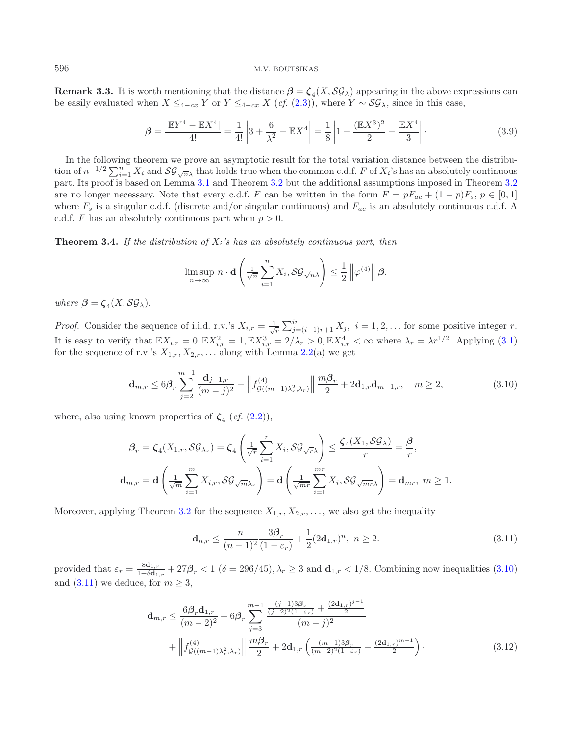**Remark 3.3.** It is worth mentioning that the distance $\boldsymbol{\beta} = \boldsymbol{\zeta}_4(X, \mathcal{SG}_\lambda)$ appearing in the above expressions can be easily evaluated when $X \leq_{4-cx} Y$ or $Y \leq_{4-cx} X$ (*cf.* (2.3)), where $Y \sim \mathcal{SG}_\lambda$, since in this case,

$$\boldsymbol{\beta} = \frac{|\mathbb{E}Y^4 - \mathbb{E}X^4|}{4!} = \frac{1}{4!}\left|3 + \frac{6}{\lambda^2} - \mathbb{E}X^4\right| = \frac{1}{8}\left|1 + \frac{(\mathbb{E}X^3)^2}{2} - \frac{\mathbb{E}X^4}{3}\right|. \tag{3.9}$$

In the following theorem we prove an asymptotic result for the total variation distance between the distribution of $n^{-1/2}\sum_{i=1}^n X_i$ and $\mathcal{SG}_{\sqrt{n}\lambda}$ that holds true when the common c.d.f. $F$ of $X_i$'s has an absolutely continuous part. Its proof is based on Lemma 3.1 and Theorem 3.2 but the additional assumptions imposed in Theorem 3.2 are no longer necessary. Note that every c.d.f. $F$ can be written in the form $F = pF_{ac} + (1-p)F_s$, $p \in [0,1]$ where $F_s$ is a singular c.d.f. (discrete and/or singular continuous) and $F_{ac}$ is an absolutely continuous c.d.f. A c.d.f. $F$ has an absolutely continuous part when $p > 0$.

**Theorem 3.4.** *If the distribution of $X_i$'s has an absolutely continuous part, then*

$$\limsup_{n\to\infty} n \cdot \mathbf{d}\left(\tfrac{1}{\sqrt{n}}\sum_{i=1}^n X_i, \mathcal{SG}_{\sqrt{n}\lambda}\right) \leq \frac{1}{2}\left\|\varphi^{(4)}\right\|\boldsymbol{\beta}.$$

*where $\boldsymbol{\beta} = \boldsymbol{\zeta}_4(X, \mathcal{SG}_\lambda)$.*

*Proof.* Consider the sequence of i.i.d. r.v.'s $X_{i,r} = \frac{1}{\sqrt{r}}\sum_{j=(i-1)r+1}^{ir} X_j,\ i = 1, 2, \ldots$ for some positive integer $r$. It is easy to verify that $\mathbb{E}X_{i,r} = 0, \mathbb{E}X_{i,r}^2 = 1, \mathbb{E}X_{i,r}^3 = 2/\lambda_r > 0, \mathbb{E}X_{i,r}^4 < \infty$ where $\lambda_r = \lambda r^{1/2}$. Applying (3.1) for the sequence of r.v.'s $X_{1,r}, X_{2,r}, \ldots$ along with Lemma 2.2(a) we get

$$\mathbf{d}_{m,r} \leq 6\boldsymbol{\beta}_r \sum_{j=2}^{m-1} \frac{\mathbf{d}_{j-1,r}}{(m-j)^2} + \left\|f^{(4)}_{\mathcal{G}((m-1)\lambda_r^2,\lambda_r)}\right\| \frac{m\boldsymbol{\beta}_r}{2} + 2\mathbf{d}_{1,r}\mathbf{d}_{m-1,r}, \quad m \geq 2, \tag{3.10}$$

where, also using known properties of $\boldsymbol{\zeta}_4$ (*cf.* (2.2)),

$$\boldsymbol{\beta}_r = \boldsymbol{\zeta}_4(X_{1,r}, \mathcal{SG}_{\lambda_r}) = \boldsymbol{\zeta}_4\left(\tfrac{1}{\sqrt{r}}\sum_{i=1}^r X_i, \mathcal{SG}_{\sqrt{r}\lambda}\right) \leq \frac{\boldsymbol{\zeta}_4(X_1, \mathcal{SG}_\lambda)}{r} = \frac{\boldsymbol{\beta}}{r},$$

$$\mathbf{d}_{m,r} = \mathbf{d}\left(\tfrac{1}{\sqrt{m}}\sum_{i=1}^m X_{i,r}, \mathcal{SG}_{\sqrt{m}\lambda_r}\right) = \mathbf{d}\left(\tfrac{1}{\sqrt{mr}}\sum_{i=1}^{mr} X_i, \mathcal{SG}_{\sqrt{mr}\lambda}\right) = \mathbf{d}_{mr},\ m \geq 1.$$

Moreover, applying Theorem 3.2 for the sequence $X_{1,r}, X_{2,r}, \ldots$, we also get the inequality

$$\mathbf{d}_{n,r} \leq \frac{n}{(n-1)^2}\frac{3\boldsymbol{\beta}_r}{(1-\varepsilon_r)} + \frac{1}{2}(2\mathbf{d}_{1,r})^n,\ n \geq 2. \tag{3.11}$$

provided that $\varepsilon_r = \frac{8\mathbf{d}_{1,r}}{1+\delta\mathbf{d}_{1,r}} + 27\boldsymbol{\beta}_r < 1$ $(\delta = 296/45), \lambda_r \geq 3$ and $\mathbf{d}_{1,r} < 1/8$. Combining now inequalities (3.10) and (3.11) we deduce, for $m \geq 3$,

$$\begin{aligned}\mathbf{d}_{m,r} \leq{}& \frac{6\boldsymbol{\beta}_r\mathbf{d}_{1,r}}{(m-2)^2} + 6\boldsymbol{\beta}_r\sum_{j=3}^{m-1}\frac{\frac{(j-1)3\boldsymbol{\beta}_r}{(j-2)^2(1-\varepsilon_r)} + \frac{(2\mathbf{d}_{1,r})^{j-1}}{2}}{(m-j)^2} \\ &+ \left\|f^{(4)}_{\mathcal{G}((m-1)\lambda_r^2,\lambda_r)}\right\|\frac{m\boldsymbol{\beta}_r}{2} + 2\mathbf{d}_{1,r}\left(\frac{(m-1)3\boldsymbol{\beta}_r}{(m-2)^2(1-\varepsilon_r)} + \frac{(2\mathbf{d}_{1,r})^{m-1}}{2}\right).\end{aligned} \tag{3.12}$$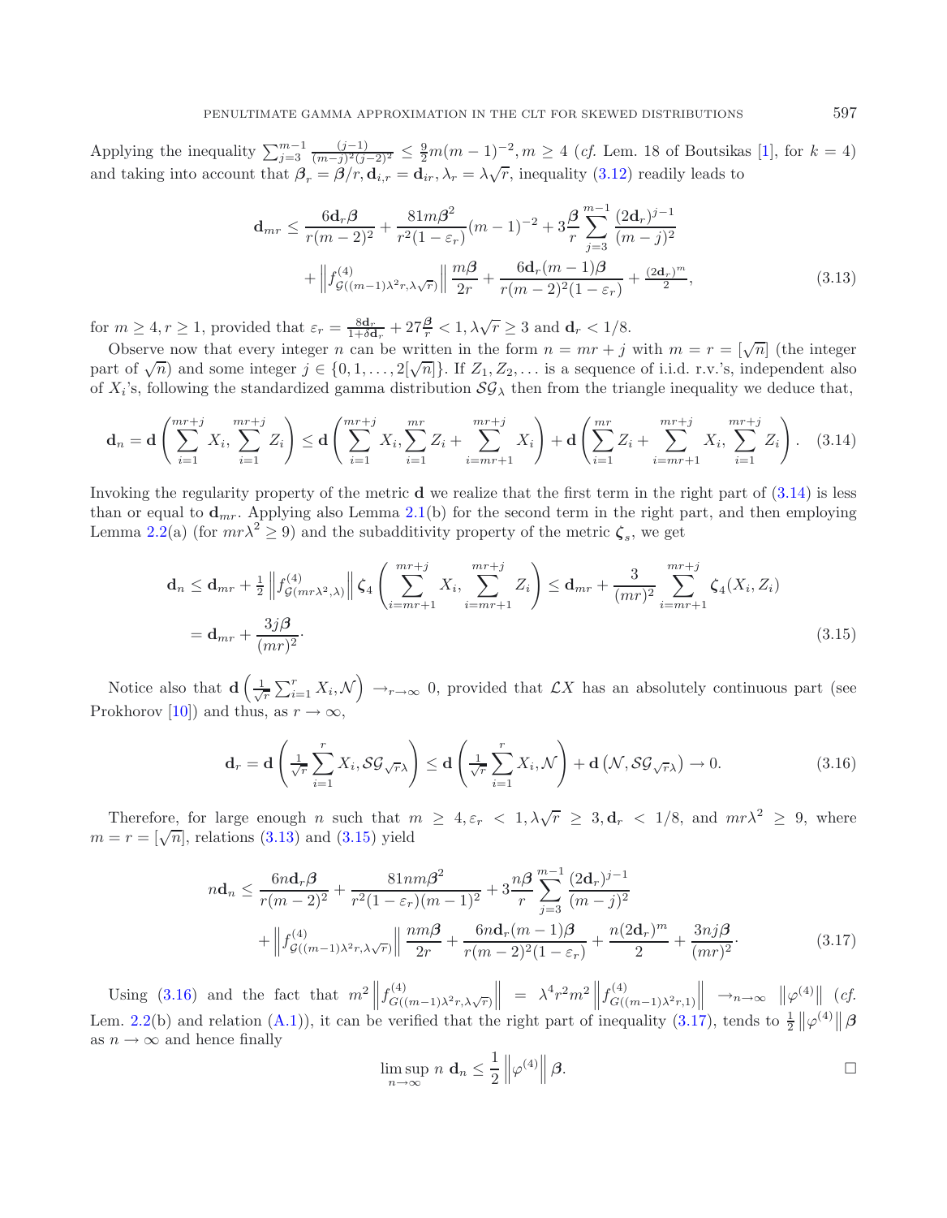Applying the inequality $\sum_{j=3}^{m-1} \frac{(j-1)}{(m-j)^2(j-2)^2} \le \frac{9}{2} m(m-1)^{-2}, m \ge 4$ (*cf.* Lem. 18 of Boutsikas [1], for $k = 4$) and taking into account that $\boldsymbol{\beta}_r = \boldsymbol{\beta}/r, \mathbf{d}_{i,r} = \mathbf{d}_{ir}, \lambda_r = \lambda\sqrt{r}$, inequality (3.12) readily leads to

$$
\begin{aligned}
\mathbf{d}_{mr} \le & \frac{6\mathbf{d}_r \boldsymbol{\beta}}{r(m-2)^2} + \frac{81 m \boldsymbol{\beta}^2}{r^2(1-\varepsilon_r)}(m-1)^{-2} + 3\frac{\boldsymbol{\beta}}{r}\sum_{j=3}^{m-1} \frac{(2\mathbf{d}_r)^{j-1}}{(m-j)^2} \\
& + \left\| f^{(4)}_{\mathcal{G}((m-1)\lambda^2 r, \lambda\sqrt{r})} \right\| \frac{m\boldsymbol{\beta}}{2r} + \frac{6\mathbf{d}_r(m-1)\boldsymbol{\beta}}{r(m-2)^2(1-\varepsilon_r)} + \frac{(2\mathbf{d}_r)^m}{2},
\end{aligned} \tag{3.13}
$$

for $m \ge 4, r \ge 1$, provided that $\varepsilon_r = \frac{8\mathbf{d}_r}{1+\delta\mathbf{d}_r} + 27\frac{\boldsymbol{\beta}}{r} < 1, \lambda\sqrt{r} \ge 3$ and $\mathbf{d}_r < 1/8$.

Observe now that every integer $n$ can be written in the form $n = mr + j$ with $m = r = [\sqrt{n}]$ (the integer part of $\sqrt{n}$) and some integer $j \in \{0, 1, \ldots, 2[\sqrt{n}]\}$. If $Z_1, Z_2, \ldots$ is a sequence of i.i.d. r.v.'s, independent also of $X_i$'s, following the standardized gamma distribution $\mathcal{SG}_\lambda$ then from the triangle inequality we deduce that,

$$
\mathbf{d}_n = \mathbf{d}\left(\sum_{i=1}^{mr+j} X_i, \sum_{i=1}^{mr+j} Z_i\right) \le \mathbf{d}\left(\sum_{i=1}^{mr+j} X_i, \sum_{i=1}^{mr} Z_i + \sum_{i=mr+1}^{mr+j} X_i\right) + \mathbf{d}\left(\sum_{i=1}^{mr} Z_i + \sum_{i=mr+1}^{mr+j} X_i, \sum_{i=1}^{mr+j} Z_i\right). \tag{3.14}
$$

Invoking the regularity property of the metric $\mathbf{d}$ we realize that the first term in the right part of (3.14) is less than or equal to $\mathbf{d}_{mr}$. Applying also Lemma 2.1(b) for the second term in the right part, and then employing Lemma 2.2(a) (for $mr\lambda^2 \ge 9$) and the subadditivity property of the metric $\boldsymbol{\zeta}_s$, we get

$$
\begin{aligned}
\mathbf{d}_n &\le \mathbf{d}_{mr} + \tfrac{1}{2}\left\| f^{(4)}_{\mathcal{G}(mr\lambda^2, \lambda)} \right\| \boldsymbol{\zeta}_4\left(\sum_{i=mr+1}^{mr+j} X_i, \sum_{i=mr+1}^{mr+j} Z_i\right) \le \mathbf{d}_{mr} + \frac{3}{(mr)^2}\sum_{i=mr+1}^{mr+j} \boldsymbol{\zeta}_4(X_i, Z_i) \\
&= \mathbf{d}_{mr} + \frac{3j\boldsymbol{\beta}}{(mr)^2}\cdot
\end{aligned} \tag{3.15}
$$

Notice also that $\mathbf{d}\left(\frac{1}{\sqrt{r}}\sum_{i=1}^r X_i, \mathcal{N}\right) \to_{r\to\infty} 0$, provided that $\mathcal{L}X$ has an absolutely continuous part (see Prokhorov [10]) and thus, as $r \to \infty$,

$$
\mathbf{d}_r = \mathbf{d}\left(\tfrac{1}{\sqrt{r}}\sum_{i=1}^r X_i, \mathcal{SG}_{\sqrt{r}\lambda}\right) \le \mathbf{d}\left(\tfrac{1}{\sqrt{r}}\sum_{i=1}^r X_i, \mathcal{N}\right) + \mathbf{d}\left(\mathcal{N}, \mathcal{SG}_{\sqrt{r}\lambda}\right) \to 0. \tag{3.16}
$$

Therefore, for large enough $n$ such that $m \ge 4, \varepsilon_r < 1, \lambda\sqrt{r} \ge 3, \mathbf{d}_r < 1/8$, and $mr\lambda^2 \ge 9$, where $m = r = [\sqrt{n}]$, relations (3.13) and (3.15) yield

$$
\begin{aligned}
n\mathbf{d}_n \le & \frac{6n\mathbf{d}_r\boldsymbol{\beta}}{r(m-2)^2} + \frac{81nm\boldsymbol{\beta}^2}{r^2(1-\varepsilon_r)(m-1)^2} + 3\frac{n\boldsymbol{\beta}}{r}\sum_{j=3}^{m-1}\frac{(2\mathbf{d}_r)^{j-1}}{(m-j)^2} \\
& + \left\| f^{(4)}_{\mathcal{G}((m-1)\lambda^2 r, \lambda\sqrt{r})} \right\| \frac{nm\boldsymbol{\beta}}{2r} + \frac{6n\mathbf{d}_r(m-1)\boldsymbol{\beta}}{r(m-2)^2(1-\varepsilon_r)} + \frac{n(2\mathbf{d}_r)^m}{2} + \frac{3nj\boldsymbol{\beta}}{(mr)^2}\cdot
\end{aligned} \tag{3.17}
$$

Using (3.16) and the fact that $m^2\left\| f^{(4)}_{G((m-1)\lambda^2 r, \lambda\sqrt{r})} \right\| = \lambda^4 r^2 m^2 \left\| f^{(4)}_{G((m-1)\lambda^2 r, 1)} \right\| \to_{n\to\infty} \left\| \varphi^{(4)} \right\|$ (*cf.* Lem. 2.2(b) and relation (A.1)), it can be verified that the right part of inequality (3.17), tends to $\frac{1}{2}\left\|\varphi^{(4)}\right\|\boldsymbol{\beta}$ as $n \to \infty$ and hence finally

$$
\limsup_{n\to\infty} n\ \mathbf{d}_n \le \frac{1}{2}\left\|\varphi^{(4)}\right\|\boldsymbol{\beta}. \qquad \square
$$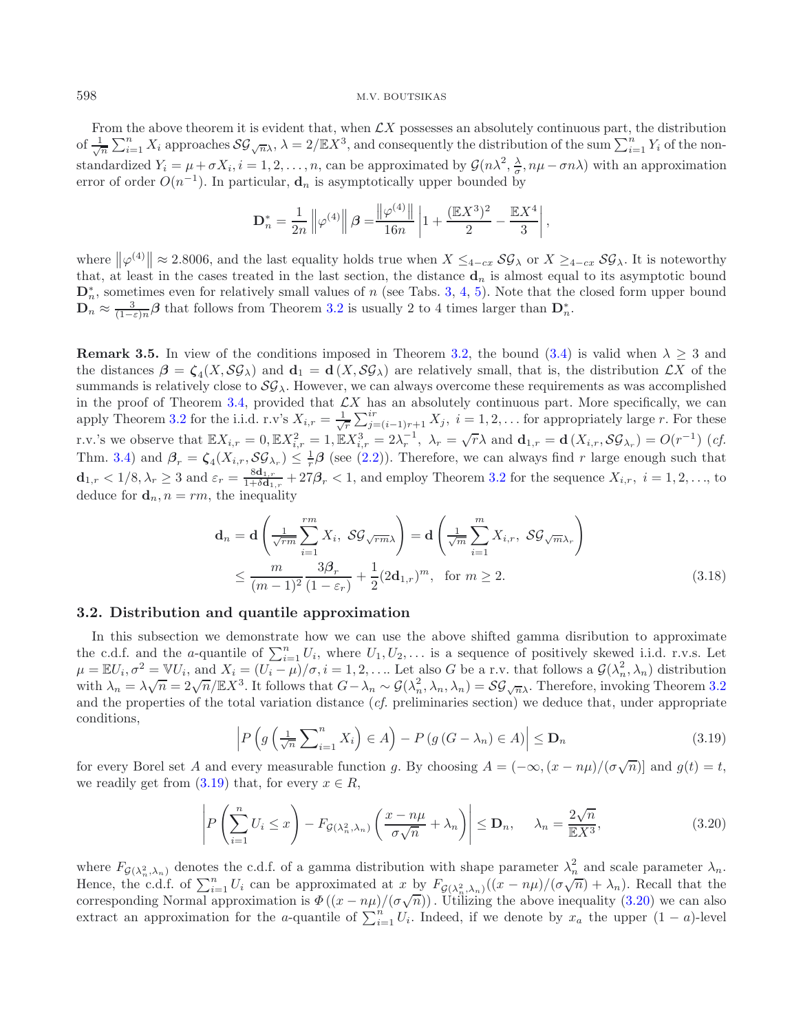From the above theorem it is evident that, when $\mathcal{L}X$ possesses an absolutely continuous part, the distribution of $\frac{1}{\sqrt{n}}\sum_{i=1}^{n} X_i$ approaches $\mathcal{SG}_{\sqrt{n}\lambda}$, $\lambda = 2/\mathbb{E}X^3$, and consequently the distribution of the sum $\sum_{i=1}^{n} Y_i$ of the non-standardized $Y_i = \mu + \sigma X_i, i = 1, 2, \ldots, n$, can be approximated by $\mathcal{G}(n\lambda^2, \frac{\lambda}{\sigma}, n\mu - \sigma n\lambda)$ with an approximation error of order $O(n^{-1})$. In particular, $\mathbf{d}_n$ is asymptotically upper bounded by

$$\mathbf{D}_n^* = \frac{1}{2n}\left\|\varphi^{(4)}\right\|\boldsymbol{\beta} = \frac{\left\|\varphi^{(4)}\right\|}{16n}\left|1 + \frac{(\mathbb{E}X^3)^2}{2} - \frac{\mathbb{E}X^4}{3}\right|,$$

where $\left\|\varphi^{(4)}\right\| \approx 2.8006$, and the last equality holds true when $X \leq_{4-cx} \mathcal{SG}_\lambda$ or $X \geq_{4-cx} \mathcal{SG}_\lambda$. It is noteworthy that, at least in the cases treated in the last section, the distance $\mathbf{d}_n$ is almost equal to its asymptotic bound $\mathbf{D}_n^*$, sometimes even for relatively small values of $n$ (see Tabs. 3, 4, 5). Note that the closed form upper bound $\mathbf{D}_n \approx \frac{3}{(1-\varepsilon)n}\boldsymbol{\beta}$ that follows from Theorem 3.2 is usually 2 to 4 times larger than $\mathbf{D}_n^*$.

**Remark 3.5.** In view of the conditions imposed in Theorem 3.2, the bound (3.4) is valid when $\lambda \geq 3$ and the distances $\boldsymbol{\beta} = \boldsymbol{\zeta}_4(X, \mathcal{SG}_\lambda)$ and $\mathbf{d}_1 = \mathbf{d}\,(X, \mathcal{SG}_\lambda)$ are relatively small, that is, the distribution $\mathcal{L}X$ of the summands is relatively close to $\mathcal{SG}_\lambda$. However, we can always overcome these requirements as was accomplished in the proof of Theorem 3.4, provided that $\mathcal{L}X$ has an absolutely continuous part. More specifically, we can apply Theorem 3.2 for the i.i.d. r.v's $X_{i,r} = \frac{1}{\sqrt{r}}\sum_{j=(i-1)r+1}^{ir} X_j,\ i = 1, 2, \ldots$ for appropriately large $r$. For these r.v.'s we observe that $\mathbb{E}X_{i,r} = 0, \mathbb{E}X_{i,r}^2 = 1, \mathbb{E}X_{i,r}^3 = 2\lambda_r^{-1},\ \lambda_r = \sqrt{r}\lambda$ and $\mathbf{d}_{1,r} = \mathbf{d}\,(X_{i,r}, \mathcal{SG}_{\lambda_r}) = O(r^{-1})$ (*cf.* Thm. 3.4) and $\boldsymbol{\beta}_r = \boldsymbol{\zeta}_4(X_{i,r}, \mathcal{SG}_{\lambda_r}) \leq \frac{1}{r}\boldsymbol{\beta}$ (see (2.2)). Therefore, we can always find $r$ large enough such that $\mathbf{d}_{1,r} < 1/8, \lambda_r \geq 3$ and $\varepsilon_r = \frac{8\mathbf{d}_{1,r}}{1+\delta\mathbf{d}_{1,r}} + 27\boldsymbol{\beta}_r < 1$, and employ Theorem 3.2 for the sequence $X_{i,r},\ i = 1, 2, \ldots$, to deduce for $\mathbf{d}_n, n = rm$, the inequality

$$\begin{aligned}\mathbf{d}_n &= \mathbf{d}\left(\tfrac{1}{\sqrt{rm}}\sum_{i=1}^{rm} X_i,\ \mathcal{SG}_{\sqrt{rm}\lambda}\right) = \mathbf{d}\left(\tfrac{1}{\sqrt{m}}\sum_{i=1}^{m} X_{i,r},\ \mathcal{SG}_{\sqrt{m}\lambda_r}\right)\\ &\leq \frac{m}{(m-1)^2}\frac{3\boldsymbol{\beta}_r}{(1-\varepsilon_r)} + \frac{1}{2}(2\mathbf{d}_{1,r})^m, \quad \text{for } m \geq 2. \end{aligned} \tag{3.18}$$

### 3.2. Distribution and quantile approximation

In this subsection we demonstrate how we can use the above shifted gamma disribution to approximate the c.d.f. and the $a$-quantile of $\sum_{i=1}^{n} U_i$, where $U_1, U_2, \ldots$ is a sequence of positively skewed i.i.d. r.v.s. Let $\mu = \mathbb{E}U_i, \sigma^2 = \mathbb{V}U_i$, and $X_i = (U_i - \mu)/\sigma, i = 1, 2, \ldots$. Let also $G$ be a r.v. that follows a $\mathcal{G}(\lambda_n^2, \lambda_n)$ distribution with $\lambda_n = \lambda\sqrt{n} = 2\sqrt{n}/\mathbb{E}X^3$. It follows that $G - \lambda_n \sim \mathcal{G}(\lambda_n^2, \lambda_n, \lambda_n) = \mathcal{SG}_{\sqrt{n}\lambda}$. Therefore, invoking Theorem 3.2 and the properties of the total variation distance (*cf.* preliminaries section) we deduce that, under appropriate conditions,

$$\left|P\left(g\left(\tfrac{1}{\sqrt{n}}\sum\nolimits_{i=1}^{n} X_i\right) \in A\right) - P\left(g\left(G - \lambda_n\right) \in A\right)\right| \leq \mathbf{D}_n \tag{3.19}$$

for every Borel set $A$ and every measurable function $g$. By choosing $A = (-\infty, (x - n\mu)/(\sigma\sqrt{n})]$ and $g(t) = t$, we readily get from (3.19) that, for every $x \in R$,

$$\left|P\left(\sum_{i=1}^{n} U_i \leq x\right) - F_{\mathcal{G}(\lambda_n^2, \lambda_n)}\left(\frac{x - n\mu}{\sigma\sqrt{n}} + \lambda_n\right)\right| \leq \mathbf{D}_n, \qquad \lambda_n = \frac{2\sqrt{n}}{\mathbb{E}X^3}, \tag{3.20}$$

where $F_{\mathcal{G}(\lambda_n^2, \lambda_n)}$ denotes the c.d.f. of a gamma distribution with shape parameter $\lambda_n^2$ and scale parameter $\lambda_n$. Hence, the c.d.f. of $\sum_{i=1}^{n} U_i$ can be approximated at $x$ by $F_{\mathcal{G}(\lambda_n^2, \lambda_n)}((x - n\mu)/(\sigma\sqrt{n}) + \lambda_n)$. Recall that the corresponding Normal approximation is $\Phi\left((x - n\mu)/(\sigma\sqrt{n})\right)$. Utilizing the above inequality (3.20) we can also extract an approximation for the $a$-quantile of $\sum_{i=1}^{n} U_i$. Indeed, if we denote by $x_a$ the upper $(1 - a)$-level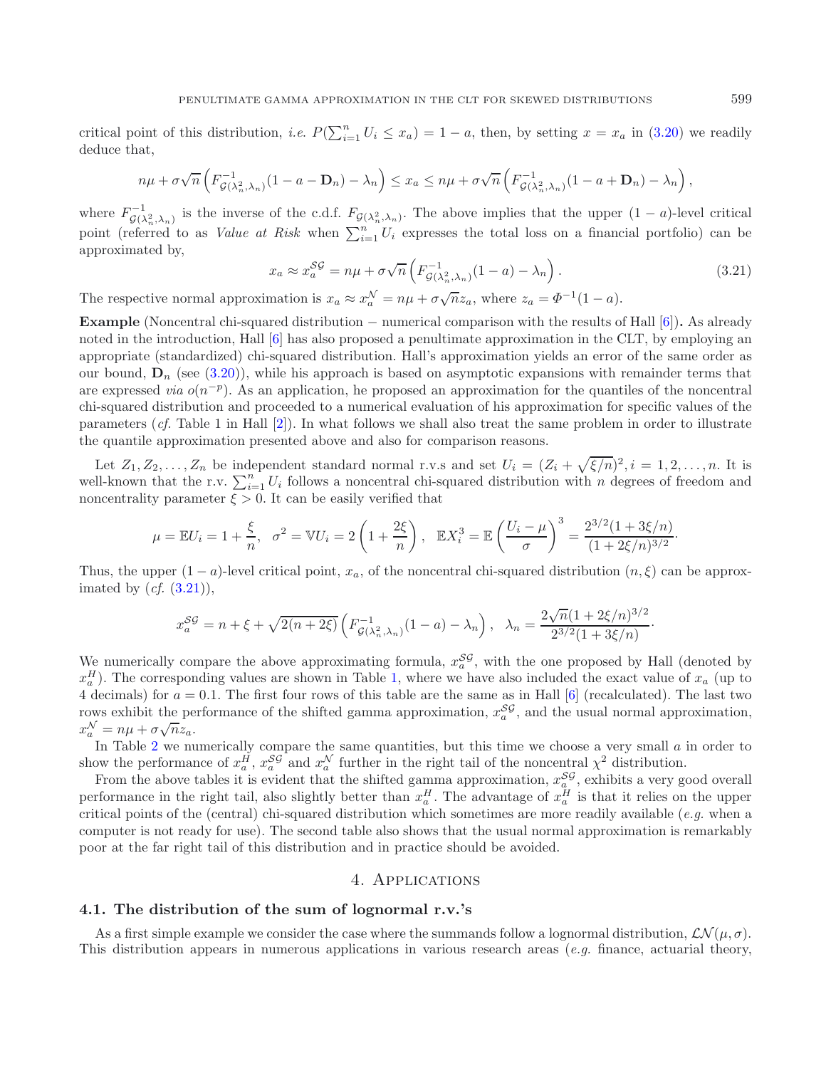critical point of this distribution, *i.e.* $P(\sum_{i=1}^{n} U_i \le x_a) = 1 - a$, then, by setting $x = x_a$ in (3.20) we readily deduce that,

$$n\mu + \sigma\sqrt{n}\left(F^{-1}_{\mathcal{G}(\lambda_n^2,\lambda_n)}(1-a-\mathbf{D}_n) - \lambda_n\right) \le x_a \le n\mu + \sigma\sqrt{n}\left(F^{-1}_{\mathcal{G}(\lambda_n^2,\lambda_n)}(1-a+\mathbf{D}_n) - \lambda_n\right),$$

where $F^{-1}_{\mathcal{G}(\lambda_n^2,\lambda_n)}$ is the inverse of the c.d.f. $F_{\mathcal{G}(\lambda_n^2,\lambda_n)}$. The above implies that the upper $(1-a)$-level critical point (referred to as *Value at Risk* when $\sum_{i=1}^{n} U_i$ expresses the total loss on a financial portfolio) can be approximated by,

$$x_a \approx x_a^{\mathcal{SG}} = n\mu + \sigma\sqrt{n}\left(F^{-1}_{\mathcal{G}(\lambda_n^2,\lambda_n)}(1-a) - \lambda_n\right). \tag{3.21}$$

The respective normal approximation is $x_a \approx x_a^{\mathcal{N}} = n\mu + \sigma\sqrt{n}z_a$, where $z_a = \Phi^{-1}(1-a)$.

**Example** (Noncentral chi-squared distribution − numerical comparison with the results of Hall [6]). As already noted in the introduction, Hall [6] has also proposed a penultimate approximation in the CLT, by employing an appropriate (standardized) chi-squared distribution. Hall's approximation yields an error of the same order as our bound, $\mathbf{D}_n$ (see (3.20)), while his approach is based on asymptotic expansions with remainder terms that are expressed *via* $o(n^{-p})$. As an application, he proposed an approximation for the quantiles of the noncentral chi-squared distribution and proceeded to a numerical evaluation of his approximation for specific values of the parameters (*cf.* Table 1 in Hall [2]). In what follows we shall also treat the same problem in order to illustrate the quantile approximation presented above and also for comparison reasons.

Let $Z_1, Z_2, \ldots, Z_n$ be independent standard normal r.v.s and set $U_i = (Z_i + \sqrt{\xi/n})^2, i = 1, 2, \ldots, n$. It is well-known that the r.v. $\sum_{i=1}^{n} U_i$ follows a noncentral chi-squared distribution with $n$ degrees of freedom and noncentrality parameter $\xi > 0$. It can be easily verified that

$$\mu = \mathbb{E}U_i = 1 + \frac{\xi}{n}, \quad \sigma^2 = \mathbb{V}U_i = 2\left(1 + \frac{2\xi}{n}\right), \quad \mathbb{E}X_i^3 = \mathbb{E}\left(\frac{U_i - \mu}{\sigma}\right)^3 = \frac{2^{3/2}(1 + 3\xi/n)}{(1 + 2\xi/n)^{3/2}}.$$

Thus, the upper $(1-a)$-level critical point, $x_a$, of the noncentral chi-squared distribution $(n, \xi)$ can be approximated by (*cf.* (3.21)),

$$x_a^{\mathcal{SG}} = n + \xi + \sqrt{2(n + 2\xi)}\left(F^{-1}_{\mathcal{G}(\lambda_n^2,\lambda_n)}(1-a) - \lambda_n\right), \quad \lambda_n = \frac{2\sqrt{n}(1 + 2\xi/n)^{3/2}}{2^{3/2}(1 + 3\xi/n)}.$$

We numerically compare the above approximating formula, $x_a^{\mathcal{SG}}$, with the one proposed by Hall (denoted by $x_a^H$). The corresponding values are shown in Table 1, where we have also included the exact value of $x_a$ (up to 4 decimals) for $a = 0.1$. The first four rows of this table are the same as in Hall [6] (recalculated). The last two rows exhibit the performance of the shifted gamma approximation, $x_a^{\mathcal{SG}}$, and the usual normal approximation, $x_a^{\mathcal{N}} = n\mu + \sigma\sqrt{n}z_a$.

In Table 2 we numerically compare the same quantities, but this time we choose a very small $a$ in order to show the performance of $x_a^H$, $x_a^{\mathcal{SG}}$ and $x_a^{\mathcal{N}}$ further in the right tail of the noncentral $\chi^2$ distribution.

From the above tables it is evident that the shifted gamma approximation, $x_a^{\mathcal{SG}}$, exhibits a very good overall performance in the right tail, also slightly better than $x_a^H$. The advantage of $x_a^H$ is that it relies on the upper critical points of the (central) chi-squared distribution which sometimes are more readily available (*e.g.* when a computer is not ready for use). The second table also shows that the usual normal approximation is remarkably poor at the far right tail of this distribution and in practice should be avoided.

## 4. Applications

### 4.1. The distribution of the sum of lognormal r.v.'s

As a first simple example we consider the case where the summands follow a lognormal distribution, $\mathcal{LN}(\mu, \sigma)$. This distribution appears in numerous applications in various research areas (*e.g.* finance, actuarial theory,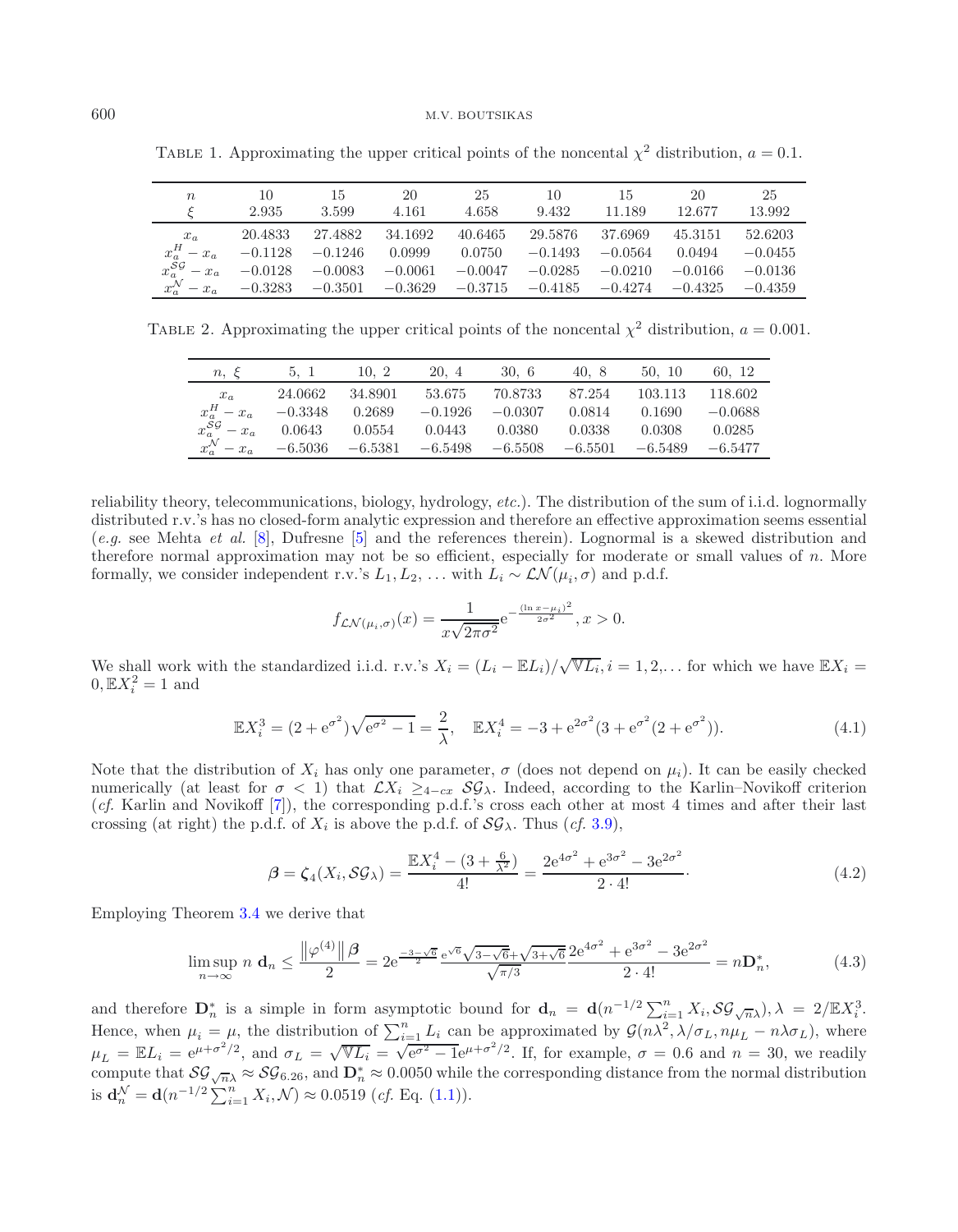Table 1. Approximating the upper critical points of the noncental $\chi^2$ distribution, $a = 0.1$.

| $n$ | 10 | 15 | 20 | 25 | 10 | 15 | 20 | 25 |
|---|---|---|---|---|---|---|---|---|
| $\xi$ | 2.935 | 3.599 | 4.161 | 4.658 | 9.432 | 11.189 | 12.677 | 13.992 |
| $x_a$ | 20.4833 | 27.4882 | 34.1692 | 40.6465 | 29.5876 | 37.6969 | 45.3151 | 52.6203 |
| $x_a^H - x_a$ | $-0.1128$ | $-0.1246$ | 0.0999 | 0.0750 | $-0.1493$ | $-0.0564$ | 0.0494 | $-0.0455$ |
| $x_a^{\mathcal{SG}} - x_a$ | $-0.0128$ | $-0.0083$ | $-0.0061$ | $-0.0047$ | $-0.0285$ | $-0.0210$ | $-0.0166$ | $-0.0136$ |
| $x_a^{\mathcal{N}} - x_a$ | $-0.3283$ | $-0.3501$ | $-0.3629$ | $-0.3715$ | $-0.4185$ | $-0.4274$ | $-0.4325$ | $-0.4359$ |

Table 2. Approximating the upper critical points of the noncental $\chi^2$ distribution, $a = 0.001$.

| $n,\ \xi$ | 5, 1 | 10, 2 | 20, 4 | 30, 6 | 40, 8 | 50, 10 | 60, 12 |
|---|---|---|---|---|---|---|---|
| $x_a$ | 24.0662 | 34.8901 | 53.675 | 70.8733 | 87.254 | 103.113 | 118.602 |
| $x_a^H - x_a$ | $-0.3348$ | 0.2689 | $-0.1926$ | $-0.0307$ | 0.0814 | 0.1690 | $-0.0688$ |
| $x_a^{\mathcal{SG}} - x_a$ | 0.0643 | 0.0554 | 0.0443 | 0.0380 | 0.0338 | 0.0308 | 0.0285 |
| $x_a^{\mathcal{N}} - x_a$ | $-6.5036$ | $-6.5381$ | $-6.5498$ | $-6.5508$ | $-6.5501$ | $-6.5489$ | $-6.5477$ |

reliability theory, telecommunications, biology, hydrology, *etc.*). The distribution of the sum of i.i.d. lognormally distributed r.v.'s has no closed-form analytic expression and therefore an effective approximation seems essential (*e.g.* see Mehta *et al.* [8], Dufresne [5] and the references therein). Lognormal is a skewed distribution and therefore normal approximation may not be so efficient, especially for moderate or small values of $n$. More formally, we consider independent r.v.'s $L_1, L_2, \ldots$ with $L_i \sim \mathcal{LN}(\mu_i, \sigma)$ and p.d.f.

$$f_{\mathcal{LN}(\mu_i,\sigma)}(x) = \frac{1}{x\sqrt{2\pi\sigma^2}}\mathrm{e}^{-\frac{(\ln x - \mu_i)^2}{2\sigma^2}}, x > 0.$$

We shall work with the standardized i.i.d. r.v.'s $X_i = (L_i - \mathbb{E}L_i)/\sqrt{\mathbb{V}L_i}, i = 1, 2, \ldots$ for which we have $\mathbb{E}X_i = 0, \mathbb{E}X_i^2 = 1$ and

$$\mathbb{E}X_i^3 = (2 + \mathrm{e}^{\sigma^2})\sqrt{\mathrm{e}^{\sigma^2} - 1} = \frac{2}{\lambda}, \quad \mathbb{E}X_i^4 = -3 + \mathrm{e}^{2\sigma^2}(3 + \mathrm{e}^{\sigma^2}(2 + \mathrm{e}^{\sigma^2})). \tag{4.1}$$

Note that the distribution of $X_i$ has only one parameter, $\sigma$ (does not depend on $\mu_i$). It can be easily checked numerically (at least for $\sigma < 1$) that $\mathcal{L}X_i \geq_{4-cx} \mathcal{SG}_\lambda$. Indeed, according to the Karlin–Novikoff criterion (*cf.* Karlin and Novikoff [7]), the corresponding p.d.f.'s cross each other at most 4 times and after their last crossing (at right) the p.d.f. of $X_i$ is above the p.d.f. of $\mathcal{SG}_\lambda$. Thus (*cf.* 3.9),

$$\boldsymbol{\beta} = \boldsymbol{\zeta}_4(X_i, \mathcal{SG}_\lambda) = \frac{\mathbb{E}X_i^4 - (3 + \frac{6}{\lambda^2})}{4!} = \frac{2\mathrm{e}^{4\sigma^2} + \mathrm{e}^{3\sigma^2} - 3\mathrm{e}^{2\sigma^2}}{2 \cdot 4!}. \tag{4.2}$$

Employing Theorem 3.4 we derive that

$$\limsup_{n\to\infty} n\ \mathbf{d}_n \leq \frac{\left\|\varphi^{(4)}\right\|\boldsymbol{\beta}}{2} = 2\mathrm{e}^{\frac{-3-\sqrt{6}}{2}}\frac{\mathrm{e}^{\sqrt{6}}\sqrt{3-\sqrt{6}}+\sqrt{3+\sqrt{6}}}{\sqrt{\pi/3}}\frac{2\mathrm{e}^{4\sigma^2} + \mathrm{e}^{3\sigma^2} - 3\mathrm{e}^{2\sigma^2}}{2 \cdot 4!} = n\mathbf{D}_n^*, \tag{4.3}$$

and therefore $\mathbf{D}_n^*$ is a simple in form asymptotic bound for $\mathbf{d}_n = \mathbf{d}(n^{-1/2}\sum_{i=1}^n X_i, \mathcal{SG}_{\sqrt{n}\lambda}), \lambda = 2/\mathbb{E}X_i^3$. Hence, when $\mu_i = \mu$, the distribution of $\sum_{i=1}^n L_i$ can be approximated by $\mathcal{G}(n\lambda^2, \lambda/\sigma_L, n\mu_L - n\lambda\sigma_L)$, where $\mu_L = \mathbb{E}L_i = \mathrm{e}^{\mu+\sigma^2/2}$, and $\sigma_L = \sqrt{\mathbb{V}L_i} = \sqrt{\mathrm{e}^{\sigma^2} - 1}\mathrm{e}^{\mu+\sigma^2/2}$. If, for example, $\sigma = 0.6$ and $n = 30$, we readily compute that $\mathcal{SG}_{\sqrt{n}\lambda} \approx \mathcal{SG}_{6.26}$, and $\mathbf{D}_n^* \approx 0.0050$ while the corresponding distance from the normal distribution is $\mathbf{d}_n^{\mathcal{N}} = \mathbf{d}(n^{-1/2}\sum_{i=1}^n X_i, \mathcal{N}) \approx 0.0519$ (*cf.* Eq. (1.1)).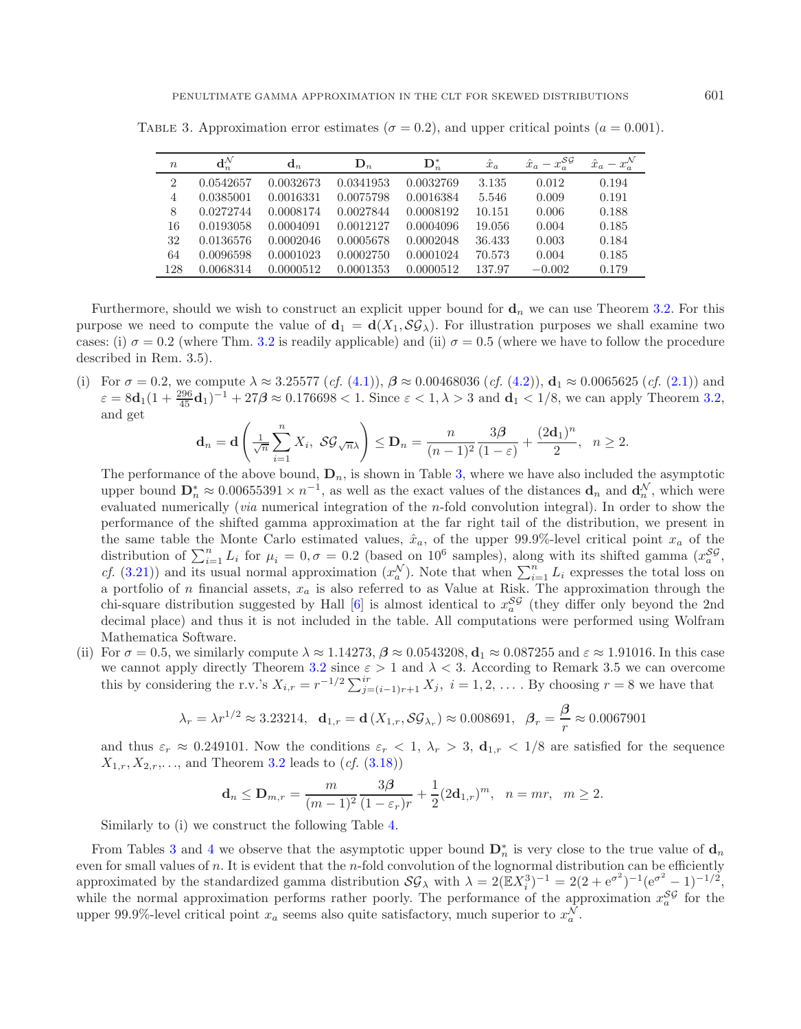TABLE 3. Approximation error estimates ($\sigma = 0.2$), and upper critical points ($a = 0.001$).

| $n$ | $\mathbf{d}_n^{\mathcal{N}}$ | $\mathbf{d}_n$ | $\mathbf{D}_n$ | $\mathbf{D}_n^*$ | $\hat{x}_a$ | $\hat{x}_a - x_a^{\mathcal{SG}}$ | $\hat{x}_a - x_a^{\mathcal{N}}$ |
|---|---|---|---|---|---|---|---|
| 2 | 0.0542657 | 0.0032673 | 0.0341953 | 0.0032769 | 3.135 | 0.012 | 0.194 |
| 4 | 0.0385001 | 0.0016331 | 0.0075798 | 0.0016384 | 5.546 | 0.009 | 0.191 |
| 8 | 0.0272744 | 0.0008174 | 0.0027844 | 0.0008192 | 10.151 | 0.006 | 0.188 |
| 16 | 0.0193058 | 0.0004091 | 0.0012127 | 0.0004096 | 19.056 | 0.004 | 0.185 |
| 32 | 0.0136576 | 0.0002046 | 0.0005678 | 0.0002048 | 36.433 | 0.003 | 0.184 |
| 64 | 0.0096598 | 0.0001023 | 0.0002750 | 0.0001024 | 70.573 | 0.004 | 0.185 |
| 128 | 0.0068314 | 0.0000512 | 0.0001353 | 0.0000512 | 137.97 | −0.002 | 0.179 |

Furthermore, should we wish to construct an explicit upper bound for $\mathbf{d}_n$ we can use Theorem 3.2. For this purpose we need to compute the value of $\mathbf{d}_1 = \mathbf{d}(X_1, \mathcal{SG}_\lambda)$. For illustration purposes we shall examine two cases: (i) $\sigma = 0.2$ (where Thm. 3.2 is readily applicable) and (ii) $\sigma = 0.5$ (where we have to follow the procedure described in Rem. 3.5).

(i) For $\sigma = 0.2$, we compute $\lambda \approx 3.25577$ (*cf.* (4.1)), $\boldsymbol{\beta} \approx 0.00468036$ (*cf.* (4.2)), $\mathbf{d}_1 \approx 0.0065625$ (*cf.* (2.1)) and $\varepsilon = 8\mathbf{d}_1(1 + \frac{296}{45}\mathbf{d}_1)^{-1} + 27\boldsymbol{\beta} \approx 0.176698 < 1$. Since $\varepsilon < 1, \lambda > 3$ and $\mathbf{d}_1 < 1/8$, we can apply Theorem 3.2, and get

$$\mathbf{d}_n = \mathbf{d}\left(\tfrac{1}{\sqrt{n}}\sum_{i=1}^{n} X_i,\ \mathcal{SG}_{\sqrt{n}\lambda}\right) \le \mathbf{D}_n = \frac{n}{(n-1)^2}\frac{3\boldsymbol{\beta}}{(1-\varepsilon)} + \frac{(2\mathbf{d}_1)^n}{2}, \quad n \ge 2.$$

The performance of the above bound, $\mathbf{D}_n$, is shown in Table 3, where we have also included the asymptotic upper bound $\mathbf{D}_n^* \approx 0.00655391 \times n^{-1}$, as well as the exact values of the distances $\mathbf{d}_n$ and $\mathbf{d}_n^{\mathcal{N}}$, which were evaluated numerically (*via* numerical integration of the $n$-fold convolution integral). In order to show the performance of the shifted gamma approximation at the far right tail of the distribution, we present in the same table the Monte Carlo estimated values, $\hat{x}_a$, of the upper 99.9%-level critical point $x_a$ of the distribution of $\sum_{i=1}^{n} L_i$ for $\mu_i = 0, \sigma = 0.2$ (based on $10^6$ samples), along with its shifted gamma ($x_a^{\mathcal{SG}}$, *cf.* (3.21)) and its usual normal approximation ($x_a^{\mathcal{N}}$). Note that when $\sum_{i=1}^{n} L_i$ expresses the total loss on a portfolio of $n$ financial assets, $x_a$ is also referred to as Value at Risk. The approximation through the chi-square distribution suggested by Hall [6] is almost identical to $x_a^{\mathcal{SG}}$ (they differ only beyond the 2nd decimal place) and thus it is not included in the table. All computations were performed using Wolfram Mathematica Software.

(ii) For $\sigma = 0.5$, we similarly compute $\lambda \approx 1.14273$, $\boldsymbol{\beta} \approx 0.0543208$, $\mathbf{d}_1 \approx 0.087255$ and $\varepsilon \approx 1.91016$. In this case we cannot apply directly Theorem 3.2 since $\varepsilon > 1$ and $\lambda < 3$. According to Remark 3.5 we can overcome this by considering the r.v.'s $X_{i,r} = r^{-1/2}\sum_{j=(i-1)r+1}^{ir} X_j,\ i = 1, 2, \ldots$. By choosing $r = 8$ we have that

$$\lambda_r = \lambda r^{1/2} \approx 3.23214, \quad \mathbf{d}_{1,r} = \mathbf{d}\left(X_{1,r}, \mathcal{SG}_{\lambda_r}\right) \approx 0.008691, \quad \boldsymbol{\beta}_r = \frac{\boldsymbol{\beta}}{r} \approx 0.0067901$$

and thus $\varepsilon_r \approx 0.249101$. Now the conditions $\varepsilon_r < 1$, $\lambda_r > 3$, $\mathbf{d}_{1,r} < 1/8$ are satisfied for the sequence $X_{1,r}, X_{2,r}, \ldots$, and Theorem 3.2 leads to (*cf.* (3.18))

$$\mathbf{d}_n \le \mathbf{D}_{m,r} = \frac{m}{(m-1)^2}\frac{3\boldsymbol{\beta}}{(1-\varepsilon_r)r} + \frac{1}{2}(2\mathbf{d}_{1,r})^m, \quad n = mr, \quad m \ge 2.$$

Similarly to (i) we construct the following Table 4.

From Tables 3 and 4 we observe that the asymptotic upper bound $\mathbf{D}_n^*$ is very close to the true value of $\mathbf{d}_n$ even for small values of $n$. It is evident that the $n$-fold convolution of the lognormal distribution can be efficiently approximated by the standardized gamma distribution $\mathcal{SG}_\lambda$ with $\lambda = 2(\mathbb{E}X_i^3)^{-1} = 2(2 + e^{\sigma^2})^{-1}(e^{\sigma^2} - 1)^{-1/2}$, while the normal approximation performs rather poorly. The performance of the approximation $x_a^{\mathcal{SG}}$ for the upper 99.9%-level critical point $x_a$ seems also quite satisfactory, much superior to $x_a^{\mathcal{N}}$.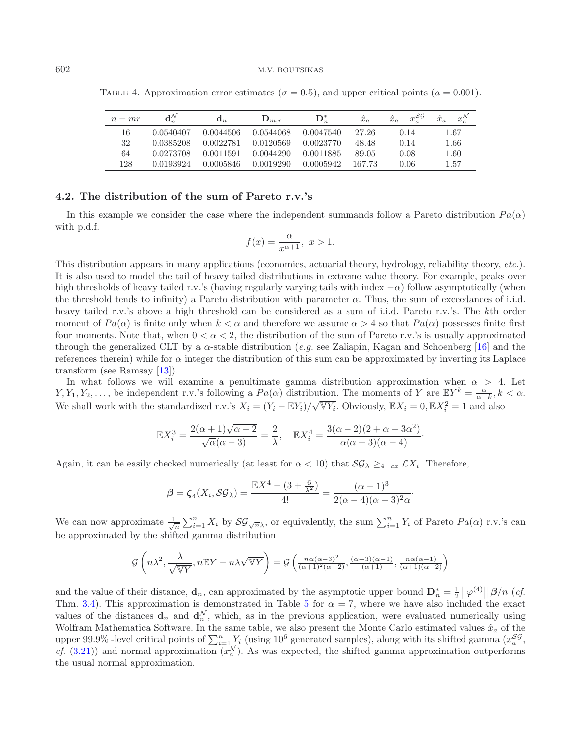TABLE 4. Approximation error estimates ($\sigma = 0.5$), and upper critical points ($a = 0.001$).

| $n = mr$ | $\mathbf{d}_n^{\mathcal{N}}$ | $\mathbf{d}_n$ | $\mathbf{D}_{m,r}$ | $\mathbf{D}_n^*$ | $\hat{x}_a$ | $\hat{x}_a - x_a^{\mathcal{SG}}$ | $\hat{x}_a - x_a^{\mathcal{N}}$ |
|---|---|---|---|---|---|---|---|
| 16 | 0.0540407 | 0.0044506 | 0.0544068 | 0.0047540 | 27.26 | 0.14 | 1.67 |
| 32 | 0.0385208 | 0.0022781 | 0.0120569 | 0.0023770 | 48.48 | 0.14 | 1.66 |
| 64 | 0.0273708 | 0.0011591 | 0.0044290 | 0.0011885 | 89.05 | 0.08 | 1.60 |
| 128 | 0.0193924 | 0.0005846 | 0.0019290 | 0.0005942 | 167.73 | 0.06 | 1.57 |

### 4.2. The distribution of the sum of Pareto r.v.'s

In this example we consider the case where the independent summands follow a Pareto distribution $Pa(\alpha)$ with p.d.f.

$$f(x) = \frac{\alpha}{x^{\alpha+1}},\ x > 1.$$

This distribution appears in many applications (economics, actuarial theory, hydrology, reliability theory, *etc.*). It is also used to model the tail of heavy tailed distributions in extreme value theory. For example, peaks over high thresholds of heavy tailed r.v.'s (having regularly varying tails with index $-\alpha$) follow asymptotically (when the threshold tends to infinity) a Pareto distribution with parameter $\alpha$. Thus, the sum of exceedances of i.i.d. heavy tailed r.v.'s above a high threshold can be considered as a sum of i.i.d. Pareto r.v.'s. The $k$th order moment of $Pa(\alpha)$ is finite only when $k < \alpha$ and therefore we assume $\alpha > 4$ so that $Pa(\alpha)$ possesses finite first four moments. Note that, when $0 < \alpha < 2$, the distribution of the sum of Pareto r.v.'s is usually approximated through the generalized CLT by a $\alpha$-stable distribution (*e.g.* see Zaliapin, Kagan and Schoenberg [16] and the references therein) while for $\alpha$ integer the distribution of this sum can be approximated by inverting its Laplace transform (see Ramsay [13]).

In what follows we will examine a penultimate gamma distribution approximation when $\alpha > 4$. Let $Y, Y_1, Y_2, \ldots$, be independent r.v.'s following a $Pa(\alpha)$ distribution. The moments of $Y$ are $\mathbb{E}Y^k = \frac{\alpha}{\alpha - k}, k < \alpha$. We shall work with the standardized r.v.'s $X_i = (Y_i - \mathbb{E}Y_i)/\sqrt{\mathbb{V}Y_i}$. Obviously, $\mathbb{E}X_i = 0, \mathbb{E}X_i^2 = 1$ and also

$$\mathbb{E}X_i^3 = \frac{2(\alpha+1)\sqrt{\alpha-2}}{\sqrt{\alpha}(\alpha-3)} = \frac{2}{\lambda}, \quad \mathbb{E}X_i^4 = \frac{3(\alpha-2)(2+\alpha+3\alpha^2)}{\alpha(\alpha-3)(\alpha-4)}\cdot$$

Again, it can be easily checked numerically (at least for $\alpha < 10$) that $\mathcal{SG}_\lambda \geq_{4-cx} \mathcal{L}X_i$. Therefore,

$$\boldsymbol{\beta} = \boldsymbol{\zeta}_4(X_i, \mathcal{SG}_\lambda) = \frac{\mathbb{E}X^4 - (3 + \frac{6}{\lambda^2})}{4!} = \frac{(\alpha-1)^3}{2(\alpha-4)(\alpha-3)^2\alpha}\cdot$$

We can now approximate $\frac{1}{\sqrt{n}}\sum_{i=1}^n X_i$ by $\mathcal{SG}_{\sqrt{n}\lambda}$, or equivalently, the sum $\sum_{i=1}^n Y_i$ of Pareto $Pa(\alpha)$ r.v.'s can be approximated by the shifted gamma distribution

$$\mathcal{G}\left(n\lambda^2, \frac{\lambda}{\sqrt{\mathbb{V}Y}}, n\mathbb{E}Y - n\lambda\sqrt{\mathbb{V}Y}\right) = \mathcal{G}\left(\tfrac{n\alpha(\alpha-3)^2}{(\alpha+1)^2(\alpha-2)}, \tfrac{(\alpha-3)(\alpha-1)}{(\alpha+1)}, \tfrac{n\alpha(\alpha-1)}{(\alpha+1)(\alpha-2)}\right)$$

and the value of their distance, $\mathbf{d}_n$, can approximated by the asymptotic upper bound $\mathbf{D}_n^* = \frac{1}{2}\left\|\varphi^{(4)}\right\|\boldsymbol{\beta}/n$ (*cf.* Thm. 3.4). This approximation is demonstrated in Table 5 for $\alpha = 7$, where we have also included the exact values of the distances $\mathbf{d}_n$ and $\mathbf{d}_n^{\mathcal{N}}$, which, as in the previous application, were evaluated numerically using Wolfram Mathematica Software. In the same table, we also present the Monte Carlo estimated values $\hat{x}_a$ of the upper 99.9% -level critical points of $\sum_{i=1}^n Y_i$ (using $10^6$ generated samples), along with its shifted gamma ($x_a^{\mathcal{SG}}$, *cf.* (3.21)) and normal approximation ($x_a^{\mathcal{N}}$). As was expected, the shifted gamma approximation outperforms the usual normal approximation.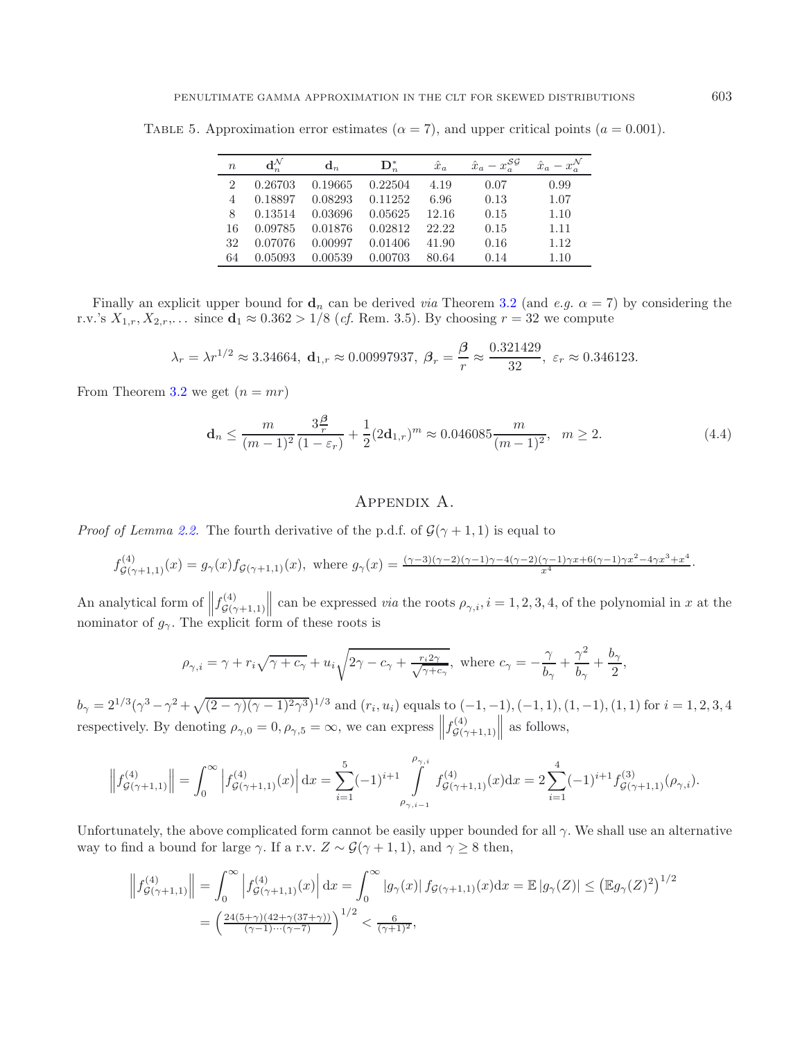TABLE 5. Approximation error estimates ($\alpha = 7$), and upper critical points ($a = 0.001$).

| $n$ | $\mathbf{d}_n^{\mathcal{N}}$ | $\mathbf{d}_n$ | $\mathbf{D}_n^*$ | $\hat{x}_a$ | $\hat{x}_a - x_a^{\mathcal{SG}}$ | $\hat{x}_a - x_a^{\mathcal{N}}$ |
|---|---|---|---|---|---|---|
| 2 | 0.26703 | 0.19665 | 0.22504 | 4.19 | 0.07 | 0.99 |
| 4 | 0.18897 | 0.08293 | 0.11252 | 6.96 | 0.13 | 1.07 |
| 8 | 0.13514 | 0.03696 | 0.05625 | 12.16 | 0.15 | 1.10 |
| 16 | 0.09785 | 0.01876 | 0.02812 | 22.22 | 0.15 | 1.11 |
| 32 | 0.07076 | 0.00997 | 0.01406 | 41.90 | 0.16 | 1.12 |
| 64 | 0.05093 | 0.00539 | 0.00703 | 80.64 | 0.14 | 1.10 |

Finally an explicit upper bound for $\mathbf{d}_n$ can be derived *via* Theorem 3.2 (and *e.g.* $\alpha = 7$) by considering the r.v.'s $X_{1,r}, X_{2,r}, \ldots$ since $\mathbf{d}_1 \approx 0.362 > 1/8$ (*cf.* Rem. 3.5). By choosing $r = 32$ we compute

$$\lambda_r = \lambda r^{1/2} \approx 3.34664,\ \mathbf{d}_{1,r} \approx 0.00997937,\ \boldsymbol{\beta}_r = \frac{\boldsymbol{\beta}}{r} \approx \frac{0.321429}{32},\ \varepsilon_r \approx 0.346123.$$

From Theorem 3.2 we get ($n = mr$)

$$\mathbf{d}_n \leq \frac{m}{(m-1)^2} \frac{3\frac{\boldsymbol{\beta}}{r}}{(1-\varepsilon_r)} + \frac{1}{2}(2\mathbf{d}_{1,r})^m \approx 0.046085 \frac{m}{(m-1)^2}, \quad m \geq 2. \tag{4.4}$$

# Appendix A.

*Proof of Lemma 2.2.* The fourth derivative of the p.d.f. of $\mathcal{G}(\gamma+1,1)$ is equal to

$$f^{(4)}_{\mathcal{G}(\gamma+1,1)}(x) = g_\gamma(x) f_{\mathcal{G}(\gamma+1,1)}(x), \text{ where } g_\gamma(x) = \frac{(\gamma-3)(\gamma-2)(\gamma-1)\gamma - 4(\gamma-2)(\gamma-1)\gamma x + 6(\gamma-1)\gamma x^2 - 4\gamma x^3 + x^4}{x^4}.$$

An analytical form of $\left\| f^{(4)}_{\mathcal{G}(\gamma+1,1)} \right\|$ can be expressed *via* the roots $\rho_{\gamma,i}, i = 1,2,3,4$, of the polynomial in $x$ at the nominator of $g_\gamma$. The explicit form of these roots is

$$\rho_{\gamma,i} = \gamma + r_i\sqrt{\gamma + c_\gamma} + u_i\sqrt{2\gamma - c_\gamma + \tfrac{r_i 2\gamma}{\sqrt{\gamma + c_\gamma}}}, \text{ where } c_\gamma = -\frac{\gamma}{b_\gamma} + \frac{\gamma^2}{b_\gamma} + \frac{b_\gamma}{2},$$

$b_\gamma = 2^{1/3}(\gamma^3 - \gamma^2 + \sqrt{(2-\gamma)(\gamma-1)^2\gamma^3})^{1/3}$ and $(r_i, u_i)$ equals to $(-1,-1), (-1,1), (1,-1), (1,1)$ for $i = 1,2,3,4$ respectively. By denoting $\rho_{\gamma,0} = 0, \rho_{\gamma,5} = \infty$, we can express $\left\| f^{(4)}_{\mathcal{G}(\gamma+1,1)} \right\|$ as follows,

$$\left\| f^{(4)}_{\mathcal{G}(\gamma+1,1)} \right\| = \int_0^\infty \left| f^{(4)}_{\mathcal{G}(\gamma+1,1)}(x) \right| \mathrm{d}x = \sum_{i=1}^{5} (-1)^{i+1} \int_{\rho_{\gamma,i-1}}^{\rho_{\gamma,i}} f^{(4)}_{\mathcal{G}(\gamma+1,1)}(x) \mathrm{d}x = 2\sum_{i=1}^{4} (-1)^{i+1} f^{(3)}_{\mathcal{G}(\gamma+1,1)}(\rho_{\gamma,i}).$$

Unfortunately, the above complicated form cannot be easily upper bounded for all $\gamma$. We shall use an alternative way to find a bound for large $\gamma$. If a r.v. $Z \sim \mathcal{G}(\gamma+1,1)$, and $\gamma \geq 8$ then,

$$\begin{aligned} \left\| f^{(4)}_{\mathcal{G}(\gamma+1,1)} \right\| &= \int_0^\infty \left| f^{(4)}_{\mathcal{G}(\gamma+1,1)}(x) \right| \mathrm{d}x = \int_0^\infty |g_\gamma(x)| f_{\mathcal{G}(\gamma+1,1)}(x) \mathrm{d}x = \mathbb{E}\,|g_\gamma(Z)| \leq \left(\mathbb{E} g_\gamma(Z)^2\right)^{1/2} \\ &= \left(\tfrac{24(5+\gamma)(42+\gamma(37+\gamma))}{(\gamma-1)\cdots(\gamma-7)}\right)^{1/2} < \tfrac{6}{(\gamma+1)^2}, \end{aligned}$$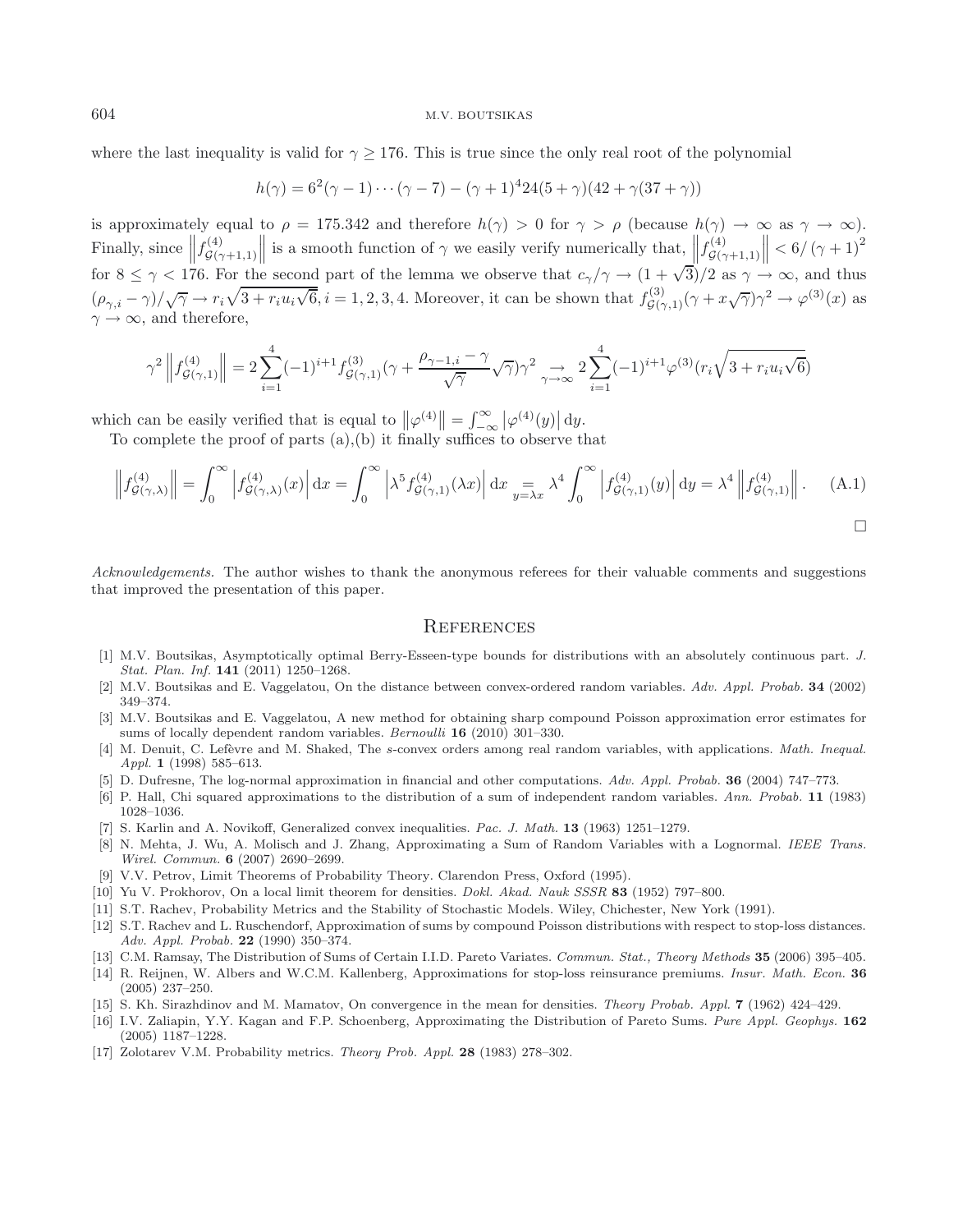where the last inequality is valid for $\gamma \geq 176$. This is true since the only real root of the polynomial

$$h(\gamma) = 6^2(\gamma - 1)\cdots(\gamma - 7) - (\gamma + 1)^4 24(5 + \gamma)(42 + \gamma(37 + \gamma))$$

is approximately equal to $\rho = 175.342$ and therefore $h(\gamma) > 0$ for $\gamma > \rho$ (because $h(\gamma) \to \infty$ as $\gamma \to \infty$). Finally, since $\left\| f^{(4)}_{\mathcal{G}(\gamma+1,1)} \right\|$ is a smooth function of $\gamma$ we easily verify numerically that, $\left\| f^{(4)}_{\mathcal{G}(\gamma+1,1)} \right\| < 6/\left(\gamma + 1\right)^2$ for $8 \leq \gamma < 176$. For the second part of the lemma we observe that $c_\gamma/\gamma \to (1 + \sqrt{3})/2$ as $\gamma \to \infty$, and thus $(\rho_{\gamma,i} - \gamma)/\sqrt{\gamma} \to r_i\sqrt{3 + r_i u_i \sqrt{6}}, i = 1, 2, 3, 4$. Moreover, it can be shown that $f^{(3)}_{\mathcal{G}(\gamma,1)}(\gamma + x\sqrt{\gamma})\gamma^2 \to \varphi^{(3)}(x)$ as $\gamma \to \infty$, and therefore,

$$\gamma^2 \left\| f^{(4)}_{\mathcal{G}(\gamma,1)} \right\| = 2\sum_{i=1}^{4}(-1)^{i+1} f^{(3)}_{\mathcal{G}(\gamma,1)}(\gamma + \frac{\rho_{\gamma-1,i} - \gamma}{\sqrt{\gamma}}\sqrt{\gamma})\gamma^2 \underset{\gamma\to\infty}{\to} 2\sum_{i=1}^{4}(-1)^{i+1}\varphi^{(3)}(r_i\sqrt{3 + r_i u_i\sqrt{6}})$$

which can be easily verified that is equal to $\left\|\varphi^{(4)}\right\| = \int_{-\infty}^{\infty}\left|\varphi^{(4)}(y)\right| \mathrm{d}y$.

To complete the proof of parts (a),(b) it finally suffices to observe that

$$\left\| f^{(4)}_{\mathcal{G}(\gamma,\lambda)} \right\| = \int_0^\infty \left| f^{(4)}_{\mathcal{G}(\gamma,\lambda)}(x) \right| \mathrm{d}x = \int_0^\infty \left| \lambda^5 f^{(4)}_{\mathcal{G}(\gamma,1)}(\lambda x) \right| \mathrm{d}x \underset{y=\lambda x}{=} \lambda^4 \int_0^\infty \left| f^{(4)}_{\mathcal{G}(\gamma,1)}(y) \right| \mathrm{d}y = \lambda^4 \left\| f^{(4)}_{\mathcal{G}(\gamma,1)} \right\|. \qquad \text{(A.1)}$$

□

*Acknowledgements.* The author wishes to thank the anonymous referees for their valuable comments and suggestions that improved the presentation of this paper.

## References

[1] M.V. Boutsikas, Asymptotically optimal Berry-Esseen-type bounds for distributions with an absolutely continuous part. *J. Stat. Plan. Inf.* **141** (2011) 1250–1268.

[2] M.V. Boutsikas and E. Vaggelatou, On the distance between convex-ordered random variables. *Adv. Appl. Probab.* **34** (2002) 349–374.

[3] M.V. Boutsikas and E. Vaggelatou, A new method for obtaining sharp compound Poisson approximation error estimates for sums of locally dependent random variables. *Bernoulli* **16** (2010) 301–330.

[4] M. Denuit, C. Lefèvre and M. Shaked, The $s$-convex orders among real random variables, with applications. *Math. Inequal. Appl.* **1** (1998) 585–613.

[5] D. Dufresne, The log-normal approximation in financial and other computations. *Adv. Appl. Probab.* **36** (2004) 747–773.

[6] P. Hall, Chi squared approximations to the distribution of a sum of independent random variables. *Ann. Probab.* **11** (1983) 1028–1036.

[7] S. Karlin and A. Novikoff, Generalized convex inequalities. *Pac. J. Math.* **13** (1963) 1251–1279.

[8] N. Mehta, J. Wu, A. Molisch and J. Zhang, Approximating a Sum of Random Variables with a Lognormal. *IEEE Trans. Wirel. Commun.* **6** (2007) 2690–2699.

[9] V.V. Petrov, Limit Theorems of Probability Theory. Clarendon Press, Oxford (1995).

[10] Yu V. Prokhorov, On a local limit theorem for densities. *Dokl. Akad. Nauk SSSR* **83** (1952) 797–800.

[11] S.T. Rachev, Probability Metrics and the Stability of Stochastic Models. Wiley, Chichester, New York (1991).

[12] S.T. Rachev and L. Ruschendorf, Approximation of sums by compound Poisson distributions with respect to stop-loss distances. *Adv. Appl. Probab.* **22** (1990) 350–374.

[13] C.M. Ramsay, The Distribution of Sums of Certain I.I.D. Pareto Variates. *Commun. Stat., Theory Methods* **35** (2006) 395–405.

[14] R. Reijnen, W. Albers and W.C.M. Kallenberg, Approximations for stop-loss reinsurance premiums. *Insur. Math. Econ.* **36** (2005) 237–250.

[15] S. Kh. Sirazhdinov and M. Mamatov, On convergence in the mean for densities. *Theory Probab. Appl.* **7** (1962) 424–429.

[16] I.V. Zaliapin, Y.Y. Kagan and F.P. Schoenberg, Approximating the Distribution of Pareto Sums. *Pure Appl. Geophys.* **162** (2005) 1187–1228.

[17] Zolotarev V.M. Probability metrics. *Theory Prob. Appl.* **28** (1983) 278–302.